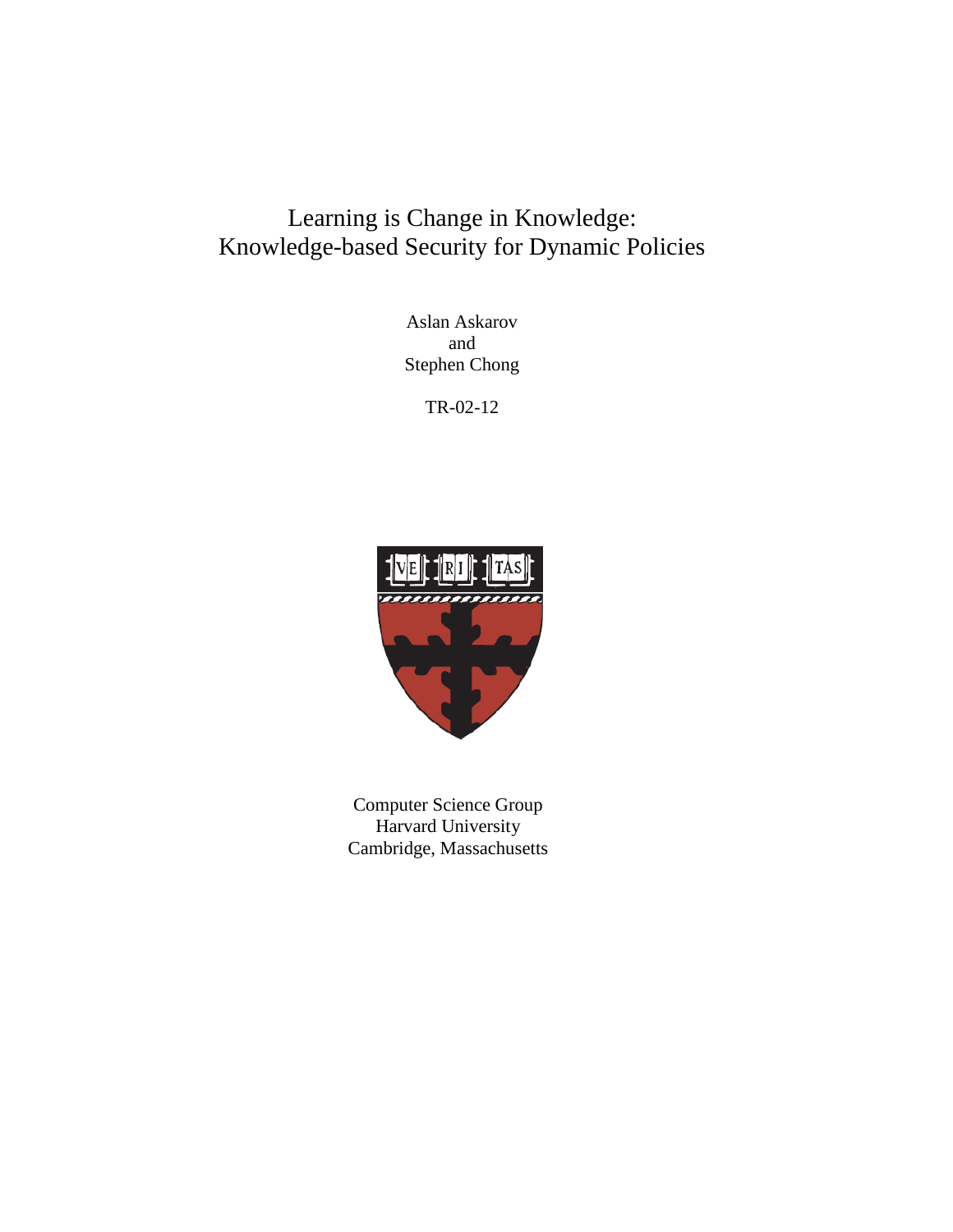# Learning is Change in Knowledge:
# Knowledge-based Security for Dynamic Policies

Aslan Askarov
and
Stephen Chong

TR-02-12

Computer Science Group
Harvard University
Cambridge, Massachusetts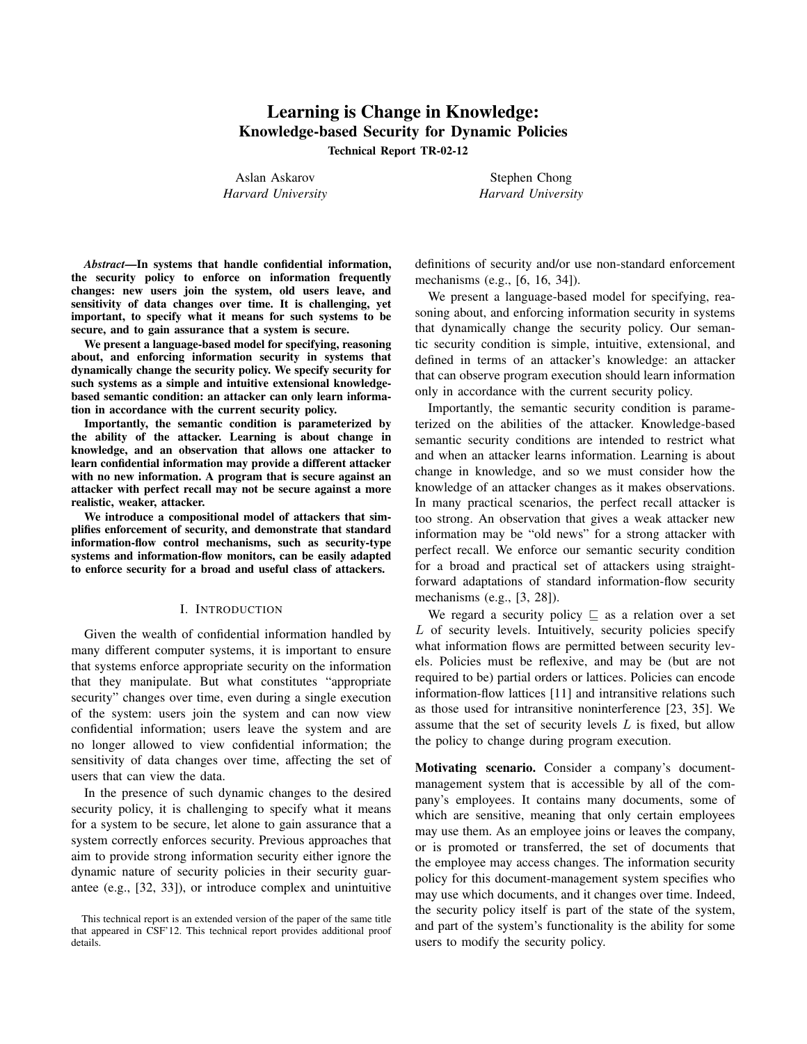# Learning is Change in Knowledge: Knowledge-based Security for Dynamic Policies

**Technical Report TR-02-12**

Aslan Askarov
*Harvard University*

Stephen Chong
*Harvard University*

***Abstract*—In systems that handle confidential information, the security policy to enforce on information frequently changes: new users join the system, old users leave, and sensitivity of data changes over time. It is challenging, yet important, to specify what it means for such systems to be secure, and to gain assurance that a system is secure.**

**We present a language-based model for specifying, reasoning about, and enforcing information security in systems that dynamically change the security policy. We specify security for such systems as a simple and intuitive extensional knowledge-based semantic condition: an attacker can only learn information in accordance with the current security policy.**

**Importantly, the semantic condition is parameterized by the ability of the attacker. Learning is about change in knowledge, and an observation that allows one attacker to learn confidential information may provide a different attacker with no new information. A program that is secure against an attacker with perfect recall may not be secure against a more realistic, weaker, attacker.**

**We introduce a compositional model of attackers that simplifies enforcement of security, and demonstrate that standard information-flow control mechanisms, such as security-type systems and information-flow monitors, can be easily adapted to enforce security for a broad and useful class of attackers.**

## I. Introduction

Given the wealth of confidential information handled by many different computer systems, it is important to ensure that systems enforce appropriate security on the information that they manipulate. But what constitutes "appropriate security" changes over time, even during a single execution of the system: users join the system and can now view confidential information; users leave the system and are no longer allowed to view confidential information; the sensitivity of data changes over time, affecting the set of users that can view the data.

In the presence of such dynamic changes to the desired security policy, it is challenging to specify what it means for a system to be secure, let alone to gain assurance that a system correctly enforces security. Previous approaches that aim to provide strong information security either ignore the dynamic nature of security policies in their security guarantee (e.g., [32, 33]), or introduce complex and unintuitive definitions of security and/or use non-standard enforcement mechanisms (e.g., [6, 16, 34]).

We present a language-based model for specifying, reasoning about, and enforcing information security in systems that dynamically change the security policy. Our semantic security condition is simple, intuitive, extensional, and defined in terms of an attacker's knowledge: an attacker that can observe program execution should learn information only in accordance with the current security policy.

Importantly, the semantic security condition is parameterized on the abilities of the attacker. Knowledge-based semantic security conditions are intended to restrict what and when an attacker learns information. Learning is about change in knowledge, and so we must consider how the knowledge of an attacker changes as it makes observations. In many practical scenarios, the perfect recall attacker is too strong. An observation that gives a weak attacker new information may be "old news" for a strong attacker with perfect recall. We enforce our semantic security condition for a broad and practical set of attackers using straightforward adaptations of standard information-flow security mechanisms (e.g., [3, 28]).

We regard a security policy $\sqsubseteq$ as a relation over a set $L$ of security levels. Intuitively, security policies specify what information flows are permitted between security levels. Policies must be reflexive, and may be (but are not required to be) partial orders or lattices. Policies can encode information-flow lattices [11] and intransitive relations such as those used for intransitive noninterference [23, 35]. We assume that the set of security levels $L$ is fixed, but allow the policy to change during program execution.

**Motivating scenario.** Consider a company's document-management system that is accessible by all of the company's employees. It contains many documents, some of which are sensitive, meaning that only certain employees may use them. As an employee joins or leaves the company, or is promoted or transferred, the set of documents that the employee may access changes. The information security policy for this document-management system specifies who may use which documents, and it changes over time. Indeed, the security policy itself is part of the state of the system, and part of the system's functionality is the ability for some users to modify the security policy.

This technical report is an extended version of the paper of the same title that appeared in CSF'12. This technical report provides additional proof details.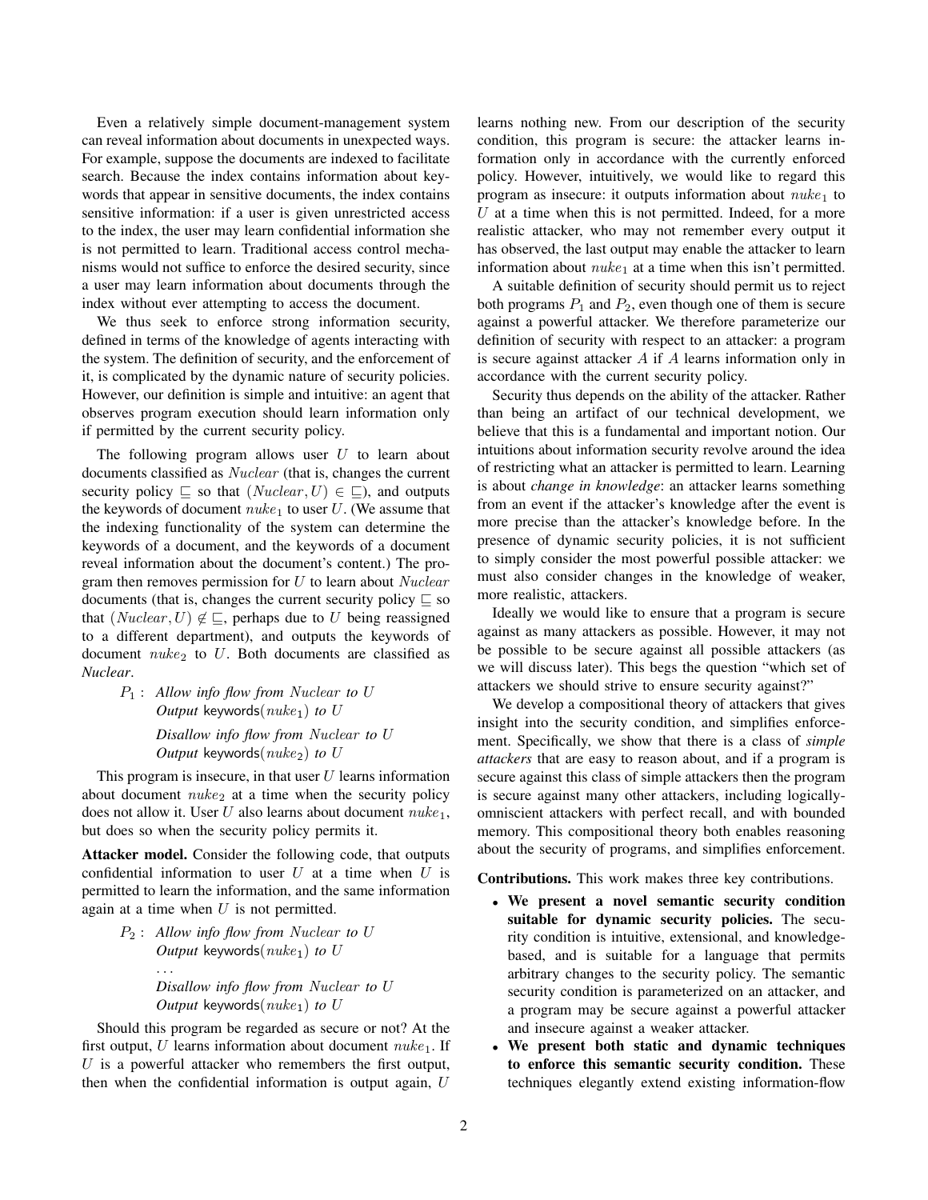Even a relatively simple document-management system can reveal information about documents in unexpected ways. For example, suppose the documents are indexed to facilitate search. Because the index contains information about keywords that appear in sensitive documents, the index contains sensitive information: if a user is given unrestricted access to the index, the user may learn confidential information she is not permitted to learn. Traditional access control mechanisms would not suffice to enforce the desired security, since a user may learn information about documents through the index without ever attempting to access the document.

We thus seek to enforce strong information security, defined in terms of the knowledge of agents interacting with the system. The definition of security, and the enforcement of it, is complicated by the dynamic nature of security policies. However, our definition is simple and intuitive: an agent that observes program execution should learn information only if permitted by the current security policy.

The following program allows user $U$ to learn about documents classified as $Nuclear$ (that is, changes the current security policy $\sqsubseteq$ so that $(Nuclear, U) \in \sqsubseteq$), and outputs the keywords of document $nuke_1$ to user $U$. (We assume that the indexing functionality of the system can determine the keywords of a document, and the keywords of a document reveal information about the document's content.) The program then removes permission for $U$ to learn about $Nuclear$ documents (that is, changes the current security policy $\sqsubseteq$ so that $(Nuclear, U) \notin \sqsubseteq$, perhaps due to $U$ being reassigned to a different department), and outputs the keywords of document $nuke_2$ to $U$. Both documents are classified as *Nuclear*.

$P_1$ : *Allow info flow from* $Nuclear$ *to* $U$
*Output* $\mathsf{keywords}(nuke_1)$ *to* $U$

*Disallow info flow from* $Nuclear$ *to* $U$
*Output* $\mathsf{keywords}(nuke_2)$ *to* $U$

This program is insecure, in that user $U$ learns information about document $nuke_2$ at a time when the security policy does not allow it. User $U$ also learns about document $nuke_1$, but does so when the security policy permits it.

**Attacker model.** Consider the following code, that outputs confidential information to user $U$ at a time when $U$ is permitted to learn the information, and the same information again at a time when $U$ is not permitted.

$P_2$ : *Allow info flow from* $Nuclear$ *to* $U$
*Output* $\mathsf{keywords}(nuke_1)$ *to* $U$
...
*Disallow info flow from* $Nuclear$ *to* $U$
*Output* $\mathsf{keywords}(nuke_1)$ *to* $U$

Should this program be regarded as secure or not? At the first output, $U$ learns information about document $nuke_1$. If $U$ is a powerful attacker who remembers the first output, then when the confidential information is output again, $U$ learns nothing new. From our description of the security condition, this program is secure: the attacker learns information only in accordance with the currently enforced policy. However, intuitively, we would like to regard this program as insecure: it outputs information about $nuke_1$ to $U$ at a time when this is not permitted. Indeed, for a more realistic attacker, who may not remember every output it has observed, the last output may enable the attacker to learn information about $nuke_1$ at a time when this isn't permitted.

A suitable definition of security should permit us to reject both programs $P_1$ and $P_2$, even though one of them is secure against a powerful attacker. We therefore parameterize our definition of security with respect to an attacker: a program is secure against attacker $A$ if $A$ learns information only in accordance with the current security policy.

Security thus depends on the ability of the attacker. Rather than being an artifact of our technical development, we believe that this is a fundamental and important notion. Our intuitions about information security revolve around the idea of restricting what an attacker is permitted to learn. Learning is about *change in knowledge*: an attacker learns something from an event if the attacker's knowledge after the event is more precise than the attacker's knowledge before. In the presence of dynamic security policies, it is not sufficient to simply consider the most powerful possible attacker: we must also consider changes in the knowledge of weaker, more realistic, attackers.

Ideally we would like to ensure that a program is secure against as many attackers as possible. However, it may not be possible to be secure against all possible attackers (as we will discuss later). This begs the question "which set of attackers we should strive to ensure security against?"

We develop a compositional theory of attackers that gives insight into the security condition, and simplifies enforcement. Specifically, we show that there is a class of *simple attackers* that are easy to reason about, and if a program is secure against this class of simple attackers then the program is secure against many other attackers, including logically-omniscient attackers with perfect recall, and with bounded memory. This compositional theory both enables reasoning about the security of programs, and simplifies enforcement.

**Contributions.** This work makes three key contributions.

- **We present a novel semantic security condition suitable for dynamic security policies.** The security condition is intuitive, extensional, and knowledge-based, and is suitable for a language that permits arbitrary changes to the security policy. The semantic security condition is parameterized on an attacker, and a program may be secure against a powerful attacker and insecure against a weaker attacker.
- **We present both static and dynamic techniques to enforce this semantic security condition.** These techniques elegantly extend existing information-flow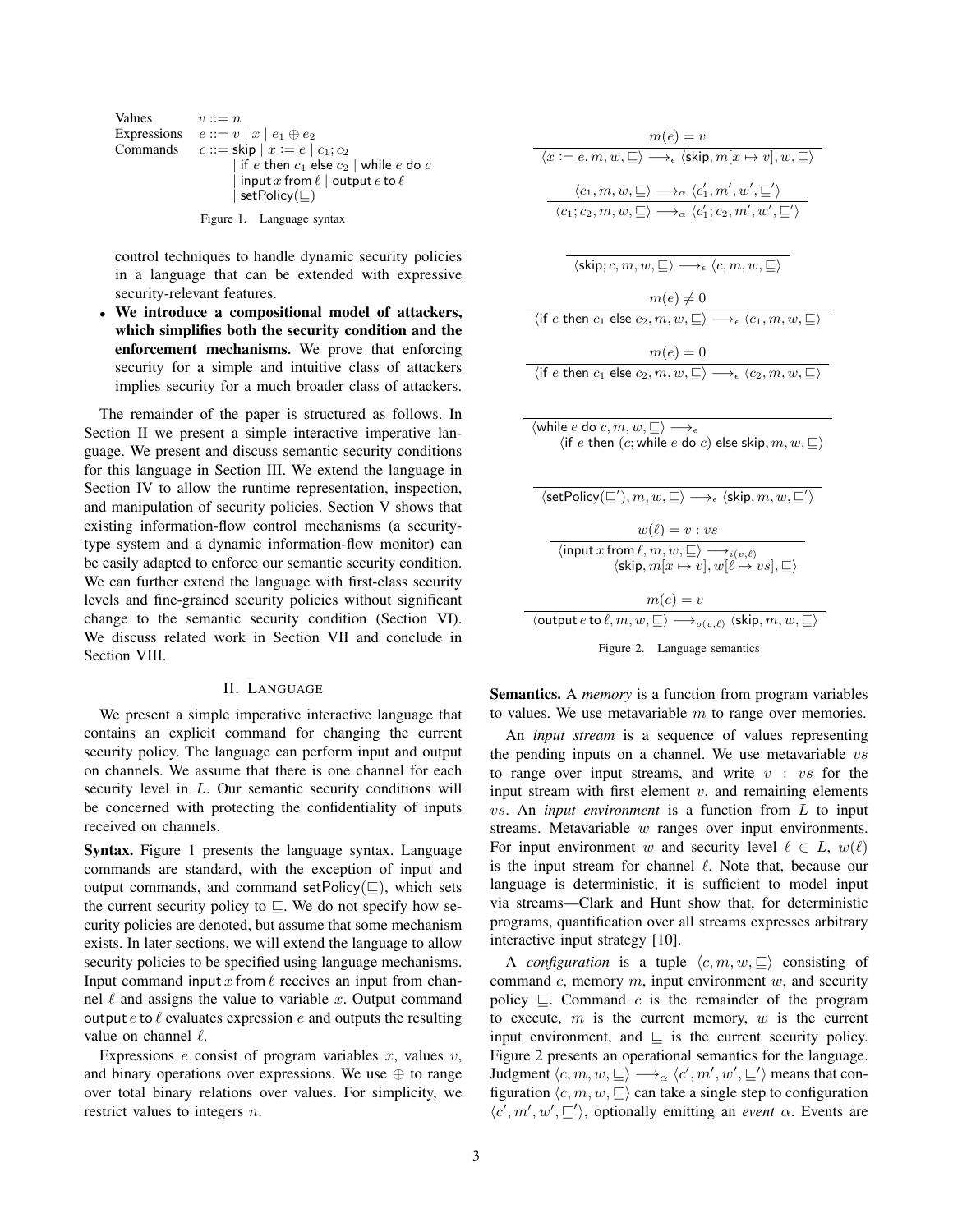| | |
|---|---|
| Values | $v ::= n$ |
| Expressions | $e ::= v \mid x \mid e_1 \oplus e_2$ |
| Commands | $c ::= \mathsf{skip} \mid x := e \mid c_1; c_2$ |
| | $\mid \mathsf{if}\ e\ \mathsf{then}\ c_1\ \mathsf{else}\ c_2 \mid \mathsf{while}\ e\ \mathsf{do}\ c$ |
| | $\mid \mathsf{input}\ x\ \mathsf{from}\ \ell \mid \mathsf{output}\ e\ \mathsf{to}\ \ell$ |
| | $\mid \mathsf{setPolicy}(\sqsubseteq)$ |

Figure 1. Language syntax

control techniques to handle dynamic security policies in a language that can be extended with expressive security-relevant features.

- **We introduce a compositional model of attackers, which simplifies both the security condition and the enforcement mechanisms.** We prove that enforcing security for a simple and intuitive class of attackers implies security for a much broader class of attackers.

The remainder of the paper is structured as follows. In Section II we present a simple interactive imperative language. We present and discuss semantic security conditions for this language in Section III. We extend the language in Section IV to allow the runtime representation, inspection, and manipulation of security policies. Section V shows that existing information-flow control mechanisms (a security-type system and a dynamic information-flow monitor) can be easily adapted to enforce our semantic security condition. We can further extend the language with first-class security levels and fine-grained security policies without significant change to the semantic security condition (Section VI). We discuss related work in Section VII and conclude in Section VIII.

## II. Language

We present a simple imperative interactive language that contains an explicit command for changing the current security policy. The language can perform input and output on channels. We assume that there is one channel for each security level in $L$. Our semantic security conditions will be concerned with protecting the confidentiality of inputs received on channels.

**Syntax.** Figure 1 presents the language syntax. Language commands are standard, with the exception of input and output commands, and command $\mathsf{setPolicy}(\sqsubseteq)$, which sets the current security policy to $\sqsubseteq$. We do not specify how security policies are denoted, but assume that some mechanism exists. In later sections, we will extend the language to allow security policies to be specified using language mechanisms. Input command $\mathsf{input}\ x\ \mathsf{from}\ \ell$ receives an input from channel $\ell$ and assigns the value to variable $x$. Output command $\mathsf{output}\ e\ \mathsf{to}\ \ell$ evaluates expression $e$ and outputs the resulting value on channel $\ell$.

Expressions $e$ consist of program variables $x$, values $v$, and binary operations over expressions. We use $\oplus$ to range over total binary relations over values. For simplicity, we restrict values to integers $n$.

$$\frac{m(e) = v}{\langle x := e, m, w, \sqsubseteq \rangle \longrightarrow_\epsilon \langle \mathsf{skip}, m[x \mapsto v], w, \sqsubseteq \rangle}$$

$$\frac{\langle c_1, m, w, \sqsubseteq \rangle \longrightarrow_\alpha \langle c_1', m', w', \sqsubseteq' \rangle}{\langle c_1; c_2, m, w, \sqsubseteq \rangle \longrightarrow_\alpha \langle c_1'; c_2, m', w', \sqsubseteq' \rangle}$$

$$\frac{}{\langle \mathsf{skip}; c, m, w, \sqsubseteq \rangle \longrightarrow_\epsilon \langle c, m, w, \sqsubseteq \rangle}$$

$$\frac{m(e) \neq 0}{\langle \mathsf{if}\ e\ \mathsf{then}\ c_1\ \mathsf{else}\ c_2, m, w, \sqsubseteq \rangle \longrightarrow_\epsilon \langle c_1, m, w, \sqsubseteq \rangle}$$

$$\frac{m(e) = 0}{\langle \mathsf{if}\ e\ \mathsf{then}\ c_1\ \mathsf{else}\ c_2, m, w, \sqsubseteq \rangle \longrightarrow_\epsilon \langle c_2, m, w, \sqsubseteq \rangle}$$

$$\frac{}{\langle \mathsf{while}\ e\ \mathsf{do}\ c, m, w, \sqsubseteq \rangle \longrightarrow_\epsilon \langle \mathsf{if}\ e\ \mathsf{then}\ (c; \mathsf{while}\ e\ \mathsf{do}\ c)\ \mathsf{else}\ \mathsf{skip}, m, w, \sqsubseteq \rangle}$$

$$\frac{}{\langle \mathsf{setPolicy}(\sqsubseteq'), m, w, \sqsubseteq \rangle \longrightarrow_\epsilon \langle \mathsf{skip}, m, w, \sqsubseteq' \rangle}$$

$$\frac{w(\ell) = v : vs}{\langle \mathsf{input}\ x\ \mathsf{from}\ \ell, m, w, \sqsubseteq \rangle \longrightarrow_{i(v,\ell)} \langle \mathsf{skip}, m[x \mapsto v], w[\ell \mapsto vs], \sqsubseteq \rangle}$$

$$\frac{m(e) = v}{\langle \mathsf{output}\ e\ \mathsf{to}\ \ell, m, w, \sqsubseteq \rangle \longrightarrow_{o(v,\ell)} \langle \mathsf{skip}, m, w, \sqsubseteq \rangle}$$

Figure 2. Language semantics

**Semantics.** A *memory* is a function from program variables to values. We use metavariable $m$ to range over memories.

An *input stream* is a sequence of values representing the pending inputs on a channel. We use metavariable $vs$ to range over input streams, and write $v : vs$ for the input stream with first element $v$, and remaining elements $vs$. An *input environment* is a function from $L$ to input streams. Metavariable $w$ ranges over input environments. For input environment $w$ and security level $\ell \in L$, $w(\ell)$ is the input stream for channel $\ell$. Note that, because our language is deterministic, it is sufficient to model input via streams—Clark and Hunt show that, for deterministic programs, quantification over all streams expresses arbitrary interactive input strategy [10].

A *configuration* is a tuple $\langle c, m, w, \sqsubseteq \rangle$ consisting of command $c$, memory $m$, input environment $w$, and security policy $\sqsubseteq$. Command $c$ is the remainder of the program to execute, $m$ is the current memory, $w$ is the current input environment, and $\sqsubseteq$ is the current security policy. Figure 2 presents an operational semantics for the language. Judgment $\langle c, m, w, \sqsubseteq \rangle \longrightarrow_\alpha \langle c', m', w', \sqsubseteq' \rangle$ means that configuration $\langle c, m, w, \sqsubseteq \rangle$ can take a single step to configuration $\langle c', m', w', \sqsubseteq' \rangle$, optionally emitting an *event* $\alpha$. Events are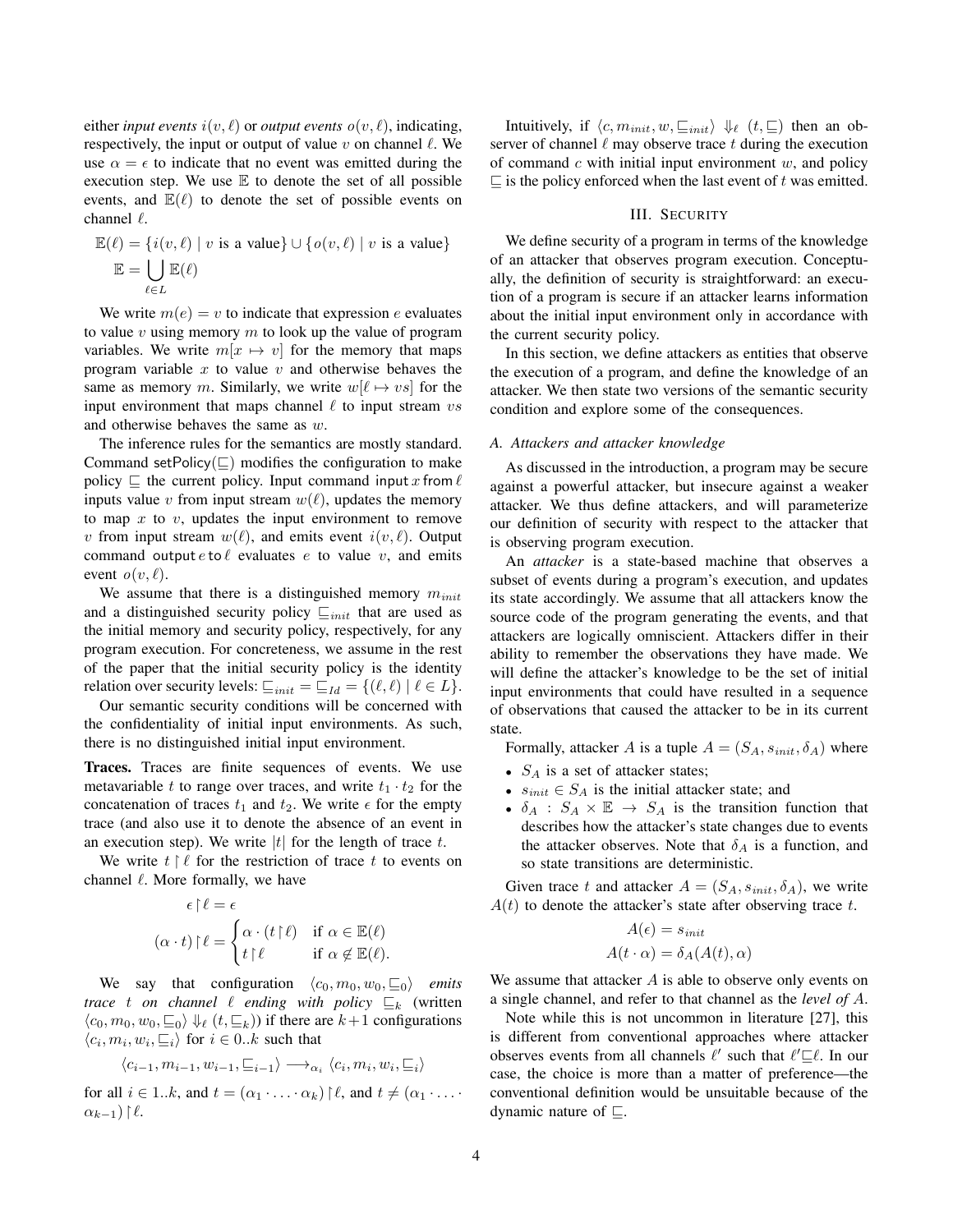either *input events* $i(v, \ell)$ or *output events* $o(v, \ell)$, indicating, respectively, the input or output of value $v$ on channel $\ell$. We use $\alpha = \epsilon$ to indicate that no event was emitted during the execution step. We use $\mathbb{E}$ to denote the set of all possible events, and $\mathbb{E}(\ell)$ to denote the set of possible events on channel $\ell$.

$$\mathbb{E}(\ell) = \{i(v, \ell) \mid v \text{ is a value}\} \cup \{o(v, \ell) \mid v \text{ is a value}\}$$
$$\mathbb{E} = \bigcup_{\ell \in L} \mathbb{E}(\ell)$$

We write $m(e) = v$ to indicate that expression $e$ evaluates to value $v$ using memory $m$ to look up the value of program variables. We write $m[x \mapsto v]$ for the memory that maps program variable $x$ to value $v$ and otherwise behaves the same as memory $m$. Similarly, we write $w[\ell \mapsto vs]$ for the input environment that maps channel $\ell$ to input stream $vs$ and otherwise behaves the same as $w$.

The inference rules for the semantics are mostly standard. Command $\mathsf{setPolicy}(\sqsubseteq)$ modifies the configuration to make policy $\sqsubseteq$ the current policy. Input command $\mathsf{input}\, x\, \mathsf{from}\, \ell$ inputs value $v$ from input stream $w(\ell)$, updates the memory to map $x$ to $v$, updates the input environment to remove $v$ from input stream $w(\ell)$, and emits event $i(v, \ell)$. Output command $\mathsf{output}\, e\, \mathsf{to}\, \ell$ evaluates $e$ to value $v$, and emits event $o(v, \ell)$.

We assume that there is a distinguished memory $m_{init}$ and a distinguished security policy $\sqsubseteq_{init}$ that are used as the initial memory and security policy, respectively, for any program execution. For concreteness, we assume in the rest of the paper that the initial security policy is the identity relation over security levels: $\sqsubseteq_{init} = \sqsubseteq_{Id} = \{(\ell, \ell) \mid \ell \in L\}$.

Our semantic security conditions will be concerned with the confidentiality of initial input environments. As such, there is no distinguished initial input environment.

**Traces.** Traces are finite sequences of events. We use metavariable $t$ to range over traces, and write $t_1 \cdot t_2$ for the concatenation of traces $t_1$ and $t_2$. We write $\epsilon$ for the empty trace (and also use it to denote the absence of an event in an execution step). We write $|t|$ for the length of trace $t$.

We write $t \upharpoonright \ell$ for the restriction of trace $t$ to events on channel $\ell$. More formally, we have

$$\epsilon \upharpoonright \ell = \epsilon$$
$$(\alpha \cdot t) \upharpoonright \ell = \begin{cases} \alpha \cdot (t \upharpoonright \ell) & \text{if } \alpha \in \mathbb{E}(\ell) \\ t \upharpoonright \ell & \text{if } \alpha \notin \mathbb{E}(\ell). \end{cases}$$

We say that configuration $\langle c_0, m_0, w_0, \sqsubseteq_0 \rangle$ *emits trace $t$ on channel $\ell$ ending with policy* $\sqsubseteq_k$ (written $\langle c_0, m_0, w_0, \sqsubseteq_0 \rangle \Downarrow_\ell (t, \sqsubseteq_k)$) if there are $k+1$ configurations $\langle c_i, m_i, w_i, \sqsubseteq_i \rangle$ for $i \in 0..k$ such that

$$\langle c_{i-1}, m_{i-1}, w_{i-1}, \sqsubseteq_{i-1} \rangle \longrightarrow_{\alpha_i} \langle c_i, m_i, w_i, \sqsubseteq_i \rangle$$

for all $i \in 1..k$, and $t = (\alpha_1 \cdot \ldots \cdot \alpha_k) \upharpoonright \ell$, and $t \neq (\alpha_1 \cdot \ldots \cdot \alpha_{k-1}) \upharpoonright \ell$.

Intuitively, if $\langle c, m_{init}, w, \sqsubseteq_{init} \rangle \Downarrow_\ell (t, \sqsubseteq)$ then an observer of channel $\ell$ may observe trace $t$ during the execution of command $c$ with initial input environment $w$, and policy $\sqsubseteq$ is the policy enforced when the last event of $t$ was emitted.

## III. Security

We define security of a program in terms of the knowledge of an attacker that observes program execution. Conceptually, the definition of security is straightforward: an execution of a program is secure if an attacker learns information about the initial input environment only in accordance with the current security policy.

In this section, we define attackers as entities that observe the execution of a program, and define the knowledge of an attacker. We then state two versions of the semantic security condition and explore some of the consequences.

### A. Attackers and attacker knowledge

As discussed in the introduction, a program may be secure against a powerful attacker, but insecure against a weaker attacker. We thus define attackers, and will parameterize our definition of security with respect to the attacker that is observing program execution.

An *attacker* is a state-based machine that observes a subset of events during a program's execution, and updates its state accordingly. We assume that all attackers know the source code of the program generating the events, and that attackers are logically omniscient. Attackers differ in their ability to remember the observations they have made. We will define the attacker's knowledge to be the set of initial input environments that could have resulted in a sequence of observations that caused the attacker to be in its current state.

Formally, attacker $A$ is a tuple $A = (S_A, s_{init}, \delta_A)$ where

- $S_A$ is a set of attacker states;
- $s_{init} \in S_A$ is the initial attacker state; and
- $\delta_A : S_A \times \mathbb{E} \to S_A$ is the transition function that describes how the attacker's state changes due to events the attacker observes. Note that $\delta_A$ is a function, and so state transitions are deterministic.

Given trace $t$ and attacker $A = (S_A, s_{init}, \delta_A)$, we write $A(t)$ to denote the attacker's state after observing trace $t$.

$$A(\epsilon) = s_{init}$$
$$A(t \cdot \alpha) = \delta_A(A(t), \alpha)$$

We assume that attacker $A$ is able to observe only events on a single channel, and refer to that channel as the *level of $A$*.

Note while this is not uncommon in literature [27], this is different from conventional approaches where attacker observes events from all channels $\ell'$ such that $\ell' \sqsubseteq \ell$. In our case, the choice is more than a matter of preference—the conventional definition would be unsuitable because of the dynamic nature of $\sqsubseteq$.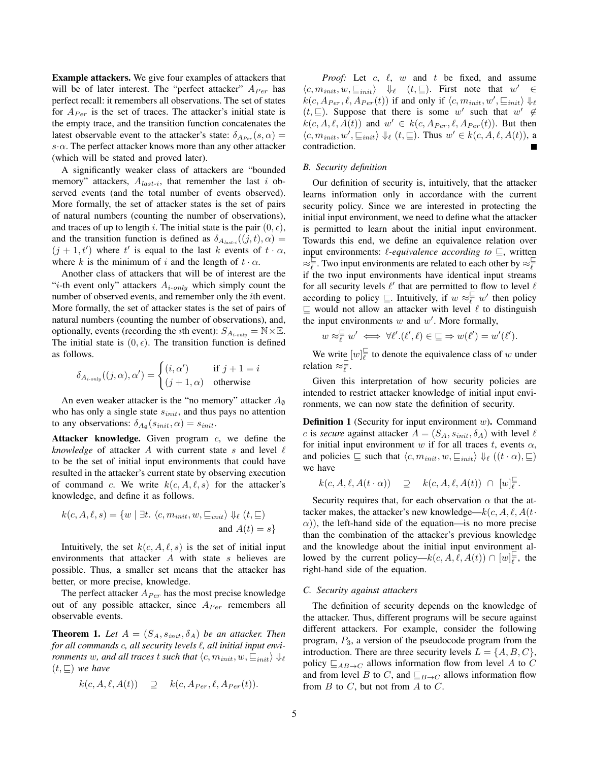**Example attackers.** We give four examples of attackers that will be of later interest. The "perfect attacker" $A_{Per}$ has perfect recall: it remembers all observations. The set of states for $A_{Per}$ is the set of traces. The attacker's initial state is the empty trace, and the transition function concatenates the latest observable event to the attacker's state: $\delta_{A_{Per}}(s, \alpha) = s \cdot \alpha$. The perfect attacker knows more than any other attacker (which will be stated and proved later).

A significantly weaker class of attackers are "bounded memory" attackers, $A_{last\text{-}i}$, that remember the last $i$ observed events (and the total number of events observed). More formally, the set of attacker states is the set of pairs of natural numbers (counting the number of observations), and traces of up to length $i$. The initial state is the pair $(0, \epsilon)$, and the transition function is defined as $\delta_{A_{last\text{-}i}}((j, t), \alpha) = (j + 1, t')$ where $t'$ is equal to the last $k$ events of $t \cdot \alpha$, where $k$ is the minimum of $i$ and the length of $t \cdot \alpha$.

Another class of attackers that will be of interest are the "$i$-th event only" attackers $A_{i\text{-}only}$ which simply count the number of observed events, and remember only the $i$th event. More formally, the set of attacker states is the set of pairs of natural numbers (counting the number of observations), and, optionally, events (recording the $i$th event): $S_{A_{i\text{-}only}} = \mathbb{N} \times \mathbb{E}$. The initial state is $(0, \epsilon)$. The transition function is defined as follows.

$$\delta_{A_{i\text{-}only}}((j, \alpha), \alpha') = \begin{cases} (i, \alpha') & \text{if } j + 1 = i \\ (j + 1, \alpha) & \text{otherwise} \end{cases}$$

An even weaker attacker is the "no memory" attacker $A_\emptyset$ who has only a single state $s_{init}$, and thus pays no attention to any observations: $\delta_{A_\emptyset}(s_{init}, \alpha) = s_{init}$.

**Attacker knowledge.** Given program $c$, we define the *knowledge* of attacker $A$ with current state $s$ and level $\ell$ to be the set of initial input environments that could have resulted in the attacker's current state by observing execution of command $c$. We write $k(c, A, \ell, s)$ for the attacker's knowledge, and define it as follows.

$$k(c, A, \ell, s) = \{w \mid \exists t.\ \langle c, m_{init}, w, \sqsubseteq_{init} \rangle \Downarrow_\ell (t, \sqsubseteq) \text{ and } A(t) = s\}$$

Intuitively, the set $k(c, A, \ell, s)$ is the set of initial input environments that attacker $A$ with state $s$ believes are possible. Thus, a smaller set means that the attacker has better, or more precise, knowledge.

The perfect attacker $A_{Per}$ has the most precise knowledge out of any possible attacker, since $A_{Per}$ remembers all observable events.

**Theorem 1.** *Let $A = (S_A, s_{init}, \delta_A)$ be an attacker. Then for all commands $c$, all security levels $\ell$, all initial input environments $w$, and all traces $t$ such that $\langle c, m_{init}, w, \sqsubseteq_{init} \rangle \Downarrow_\ell (t, \sqsubseteq)$ we have*

$$k(c, A, \ell, A(t)) \quad \supseteq \quad k(c, A_{Per}, \ell, A_{Per}(t)).$$

*Proof:* Let $c$, $\ell$, $w$ and $t$ be fixed, and assume $\langle c, m_{init}, w, \sqsubseteq_{init} \rangle \Downarrow_\ell (t, \sqsubseteq)$. First note that $w' \in k(c, A_{Per}, \ell, A_{Per}(t))$ if and only if $\langle c, m_{init}, w', \sqsubseteq_{init} \rangle \Downarrow_\ell (t, \sqsubseteq)$. Suppose that there is some $w'$ such that $w' \notin k(c, A, \ell, A(t))$ and $w' \in k(c, A_{Per}, \ell, A_{Per}(t))$. But then $\langle c, m_{init}, w', \sqsubseteq_{init} \rangle \Downarrow_\ell (t, \sqsubseteq)$. Thus $w' \in k(c, A, \ell, A(t))$, a contradiction. ∎

### B. Security definition

Our definition of security is, intuitively, that the attacker learns information only in accordance with the current security policy. Since we are interested in protecting the initial input environment, we need to define what the attacker is permitted to learn about the initial input environment. Towards this end, we define an equivalence relation over input environments: *$\ell$-equivalence according to* $\sqsubseteq$, written $\approx_\ell^\sqsubseteq$. Two input environments are related to each other by $\approx_\ell^\sqsubseteq$ if the two input environments have identical input streams for all security levels $\ell'$ that are permitted to flow to level $\ell$ according to policy $\sqsubseteq$. Intuitively, if $w \approx_\ell^\sqsubseteq w'$ then policy $\sqsubseteq$ would not allow an attacker with level $\ell$ to distinguish the input environments $w$ and $w'$. More formally,

$$w \approx_\ell^\sqsubseteq w' \iff \forall \ell'.(\ell', \ell) \in \sqsubseteq \Rightarrow w(\ell') = w'(\ell').$$

We write $[w]_\ell^\sqsubseteq$ to denote the equivalence class of $w$ under relation $\approx_\ell^\sqsubseteq$.

Given this interpretation of how security policies are intended to restrict attacker knowledge of initial input environments, we can now state the definition of security.

**Definition 1** (Security for input environment $w$)**.** Command $c$ is *secure* against attacker $A = (S_A, s_{init}, \delta_A)$ with level $\ell$ for initial input environment $w$ if for all traces $t$, events $\alpha$, and policies $\sqsubseteq$ such that $\langle c, m_{init}, w, \sqsubseteq_{init} \rangle \Downarrow_\ell ((t \cdot \alpha), \sqsubseteq)$ we have

$$k(c, A, \ell, A(t \cdot \alpha)) \quad \supseteq \quad k(c, A, \ell, A(t)) \ \cap \ [w]_\ell^\sqsubseteq.$$

Security requires that, for each observation $\alpha$ that the attacker makes, the attacker's new knowledge—$k(c, A, \ell, A(t \cdot \alpha))$, the left-hand side of the equation—is no more precise than the combination of the attacker's previous knowledge and the knowledge about the initial input environment allowed by the current policy—$k(c, A, \ell, A(t)) \cap [w]_\ell^\sqsubseteq$, the right-hand side of the equation.

### C. Security against attackers

The definition of security depends on the knowledge of the attacker. Thus, different programs will be secure against different attackers. For example, consider the following program, $P_3$, a version of the pseudocode program from the introduction. There are three security levels $L = \{A, B, C\}$, policy $\sqsubseteq_{AB \to C}$ allows information flow from level $A$ to $C$ and from level $B$ to $C$, and $\sqsubseteq_{B \to C}$ allows information flow from $B$ to $C$, but not from $A$ to $C$.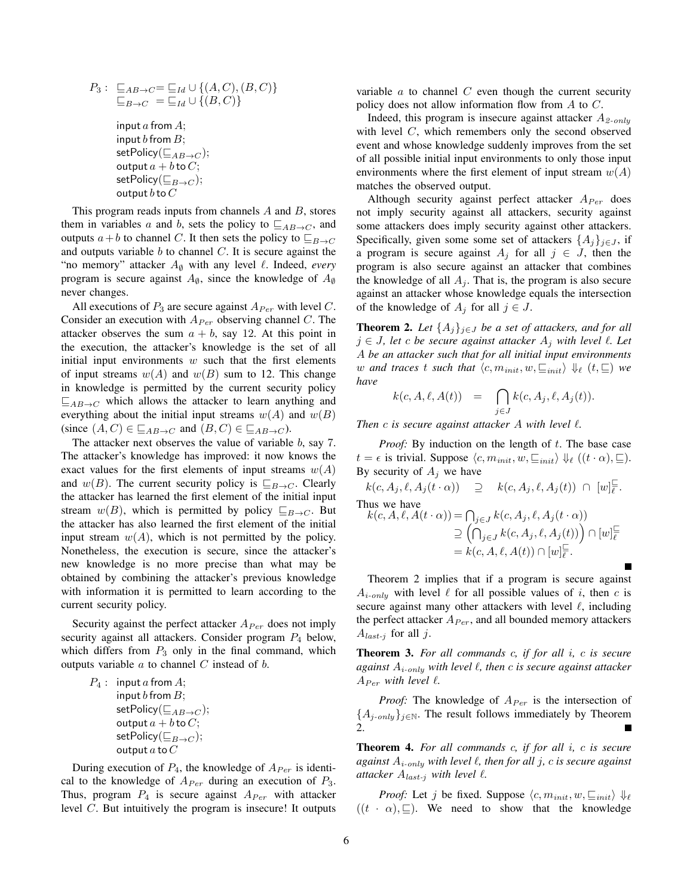$P_3$ : $\sqsubseteq_{AB\to C} = \sqsubseteq_{Id} \cup \{(A,C),(B,C)\}$
$\sqsubseteq_{B\to C} \ = \sqsubseteq_{Id} \cup \{(B,C)\}$

```
input a from A;
input b from B;
setPolicy(⊑_{AB→C});
output a + b to C;
setPolicy(⊑_{B→C});
output b to C
```

This program reads inputs from channels $A$ and $B$, stores them in variables $a$ and $b$, sets the policy to $\sqsubseteq_{AB\to C}$, and outputs $a+b$ to channel $C$. It then sets the policy to $\sqsubseteq_{B\to C}$ and outputs variable $b$ to channel $C$. It is secure against the "no memory" attacker $A_{\emptyset}$ with any level $\ell$. Indeed, *every* program is secure against $A_{\emptyset}$, since the knowledge of $A_{\emptyset}$ never changes.

All executions of $P_3$ are secure against $A_{Per}$ with level $C$. Consider an execution with $A_{Per}$ observing channel $C$. The attacker observes the sum $a+b$, say 12. At this point in the execution, the attacker's knowledge is the set of all initial input environments $w$ such that the first elements of input streams $w(A)$ and $w(B)$ sum to 12. This change in knowledge is permitted by the current security policy $\sqsubseteq_{AB\to C}$ which allows the attacker to learn anything and everything about the initial input streams $w(A)$ and $w(B)$ (since $(A,C) \in \sqsubseteq_{AB\to C}$ and $(B,C) \in \sqsubseteq_{AB\to C}$).

The attacker next observes the value of variable $b$, say 7. The attacker's knowledge has improved: it now knows the exact values for the first elements of input streams $w(A)$ and $w(B)$. The current security policy is $\sqsubseteq_{B\to C}$. Clearly the attacker has learned the first element of the initial input stream $w(B)$, which is permitted by policy $\sqsubseteq_{B\to C}$. But the attacker has also learned the first element of the initial input stream $w(A)$, which is not permitted by the policy. Nonetheless, the execution is secure, since the attacker's new knowledge is no more precise than what may be obtained by combining the attacker's previous knowledge with information it is permitted to learn according to the current security policy.

Security against the perfect attacker $A_{Per}$ does not imply security against all attackers. Consider program $P_4$ below, which differs from $P_3$ only in the final command, which outputs variable $a$ to channel $C$ instead of $b$.

$P_4$ :
```
input a from A;
input b from B;
setPolicy(⊑_{AB→C});
output a + b to C;
setPolicy(⊑_{B→C});
output a to C
```

During execution of $P_4$, the knowledge of $A_{Per}$ is identical to the knowledge of $A_{Per}$ during an execution of $P_3$. Thus, program $P_4$ is secure against $A_{Per}$ with attacker level $C$. But intuitively the program is insecure! It outputs variable $a$ to channel $C$ even though the current security policy does not allow information flow from $A$ to $C$.

Indeed, this program is insecure against attacker $A_{2\text{-}only}$ with level $C$, which remembers only the second observed event and whose knowledge suddenly improves from the set of all possible initial input environments to only those input environments where the first element of input stream $w(A)$ matches the observed output.

Although security against perfect attacker $A_{Per}$ does not imply security against all attackers, security against some attackers does imply security against other attackers. Specifically, given some some set of attackers $\{A_j\}_{j\in J}$, if a program is secure against $A_j$ for all $j \in J$, then the program is also secure against an attacker that combines the knowledge of all $A_j$. That is, the program is also secure against an attacker whose knowledge equals the intersection of the knowledge of $A_j$ for all $j \in J$.

**Theorem 2.** *Let $\{A_j\}_{j\in J}$ be a set of attackers, and for all $j \in J$, let $c$ be secure against attacker $A_j$ with level $\ell$. Let $A$ be an attacker such that for all initial input environments $w$ and traces $t$ such that $\langle c, m_{init}, w, \sqsubseteq_{init}\rangle \Downarrow_\ell (t, \sqsubseteq)$ we have*

$$k(c, A, \ell, A(t)) \quad = \quad \bigcap_{j\in J} k(c, A_j, \ell, A_j(t)).$$

*Then $c$ is secure against attacker $A$ with level $\ell$.*

*Proof:* By induction on the length of $t$. The base case $t = \epsilon$ is trivial. Suppose $\langle c, m_{init}, w, \sqsubseteq_{init}\rangle \Downarrow_\ell ((t\cdot\alpha), \sqsubseteq)$. By security of $A_j$ we have

$$k(c, A_j, \ell, A_j(t\cdot\alpha)) \quad \supseteq \quad k(c, A_j, \ell, A_j(t)) \ \cap \ [w]_\ell^{\sqsubseteq}.$$

Thus we have

$$\begin{aligned} k(c, A, \ell, A(t\cdot\alpha)) &= \textstyle\bigcap_{j\in J} k(c, A_j, \ell, A_j(t\cdot\alpha)) \\ &\supseteq \left(\textstyle\bigcap_{j\in J} k(c, A_j, \ell, A_j(t))\right) \cap [w]_\ell^{\sqsubseteq} \\ &= k(c, A, \ell, A(t)) \cap [w]_\ell^{\sqsubseteq}. \end{aligned}$$

■

Theorem 2 implies that if a program is secure against $A_{i\text{-}only}$ with level $\ell$ for all possible values of $i$, then $c$ is secure against many other attackers with level $\ell$, including the perfect attacker $A_{Per}$, and all bounded memory attackers $A_{last\text{-}j}$ for all $j$.

**Theorem 3.** *For all commands $c$, if for all $i$, $c$ is secure against $A_{i\text{-}only}$ with level $\ell$, then $c$ is secure against attacker $A_{Per}$ with level $\ell$.*

*Proof:* The knowledge of $A_{Per}$ is the intersection of $\{A_{j\text{-}only}\}_{j\in\mathbb{N}}$. The result follows immediately by Theorem 2. ■

**Theorem 4.** *For all commands $c$, if for all $i$, $c$ is secure against $A_{i\text{-}only}$ with level $\ell$, then for all $j$, $c$ is secure against attacker $A_{last\text{-}j}$ with level $\ell$.*

*Proof:* Let $j$ be fixed. Suppose $\langle c, m_{init}, w, \sqsubseteq_{init}\rangle \Downarrow_\ell ((t \cdot \alpha), \sqsubseteq)$. We need to show that the knowledge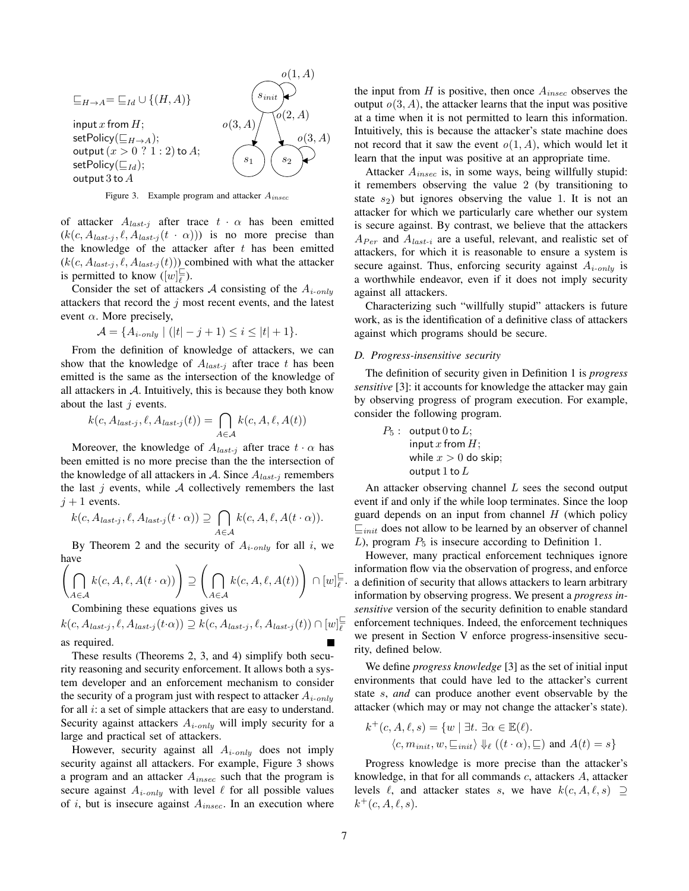$\sqsubseteq_{H \to A} = \sqsubseteq_{Id} \cup \{(H, A)\}$

input $x$ from $H$;
setPolicy($\sqsubseteq_{H \to A}$);
output $(x > 0 \ ? \ 1 : 2)$ to $A$;
setPolicy($\sqsubseteq_{Id}$);
output $3$ to $A$

Figure 3. Example program and attacker $A_{insec}$

of attacker $A_{last\text{-}j}$ after trace $t \cdot \alpha$ has been emitted $(k(c, A_{last\text{-}j}, \ell, A_{last\text{-}j}(t \cdot \alpha)))$ is no more precise than the knowledge of the attacker after $t$ has been emitted $(k(c, A_{last\text{-}j}, \ell, A_{last\text{-}j}(t)))$ combined with what the attacker is permitted to know $([w]^{\sqsubseteq}_{\ell})$.

Consider the set of attackers $\mathcal{A}$ consisting of the $A_{i\text{-}only}$ attackers that record the $j$ most recent events, and the latest event $\alpha$. More precisely,

$$\mathcal{A} = \{A_{i\text{-}only} \mid (|t| - j + 1) \leq i \leq |t| + 1\}.$$

From the definition of knowledge of attackers, we can show that the knowledge of $A_{last\text{-}j}$ after trace $t$ has been emitted is the same as the intersection of the knowledge of all attackers in $\mathcal{A}$. Intuitively, this is because they both know about the last $j$ events.

$$k(c, A_{last\text{-}j}, \ell, A_{last\text{-}j}(t)) = \bigcap_{A \in \mathcal{A}} k(c, A, \ell, A(t))$$

Moreover, the knowledge of $A_{last\text{-}j}$ after trace $t \cdot \alpha$ has been emitted is no more precise than the the intersection of the knowledge of all attackers in $\mathcal{A}$. Since $A_{last\text{-}j}$ remembers the last $j$ events, while $\mathcal{A}$ collectively remembers the last $j + 1$ events.

$$k(c, A_{last\text{-}j}, \ell, A_{last\text{-}j}(t \cdot \alpha)) \supseteq \bigcap_{A \in \mathcal{A}} k(c, A, \ell, A(t \cdot \alpha)).$$

By Theorem 2 and the security of $A_{i\text{-}only}$ for all $i$, we have

$$\left(\bigcap_{A \in \mathcal{A}} k(c, A, \ell, A(t \cdot \alpha))\right) \supseteq \left(\bigcap_{A \in \mathcal{A}} k(c, A, \ell, A(t))\right) \cap [w]^{\sqsubseteq}_{\ell}.$$

Combining these equations gives us

$$k(c, A_{last\text{-}j}, \ell, A_{last\text{-}j}(t \cdot \alpha)) \supseteq k(c, A_{last\text{-}j}, \ell, A_{last\text{-}j}(t)) \cap [w]^{\sqsubseteq}_{\ell}$$

as required. ∎

These results (Theorems 2, 3, and 4) simplify both security reasoning and security enforcement. It allows both a system developer and an enforcement mechanism to consider the security of a program just with respect to attacker $A_{i\text{-}only}$ for all $i$: a set of simple attackers that are easy to understand. Security against attackers $A_{i\text{-}only}$ will imply security for a large and practical set of attackers.

However, security against all $A_{i\text{-}only}$ does not imply security against all attackers. For example, Figure 3 shows a program and an attacker $A_{insec}$ such that the program is secure against $A_{i\text{-}only}$ with level $\ell$ for all possible values of $i$, but is insecure against $A_{insec}$. In an execution where the input from $H$ is positive, then once $A_{insec}$ observes the output $o(3, A)$, the attacker learns that the input was positive at a time when it is not permitted to learn this information. Intuitively, this is because the attacker's state machine does not record that it saw the event $o(1, A)$, which would let it learn that the input was positive at an appropriate time.

Attacker $A_{insec}$ is, in some ways, being willfully stupid: it remembers observing the value 2 (by transitioning to state $s_2$) but ignores observing the value 1. It is not an attacker for which we particularly care whether our system is secure against. By contrast, we believe that the attackers $A_{Per}$ and $A_{last\text{-}i}$ are a useful, relevant, and realistic set of attackers, for which it is reasonable to ensure a system is secure against. Thus, enforcing security against $A_{i\text{-}only}$ is a worthwhile endeavor, even if it does not imply security against all attackers.

Characterizing such "willfully stupid" attackers is future work, as is the identification of a definitive class of attackers against which programs should be secure.

### D. Progress-insensitive security

The definition of security given in Definition 1 is *progress sensitive* [3]: it accounts for knowledge the attacker may gain by observing progress of program execution. For example, consider the following program.

$P_5$ : output $0$ to $L$;
input $x$ from $H$;
while $x > 0$ do skip;
output $1$ to $L$

An attacker observing channel $L$ sees the second output event if and only if the while loop terminates. Since the loop guard depends on an input from channel $H$ (which policy $\sqsubseteq_{init}$ does not allow to be learned by an observer of channel $L$), program $P_5$ is insecure according to Definition 1.

However, many practical enforcement techniques ignore information flow via the observation of progress, and enforce a definition of security that allows attackers to learn arbitrary information by observing progress. We present a *progress insensitive* version of the security definition to enable standard enforcement techniques. Indeed, the enforcement techniques we present in Section V enforce progress-insensitive security, defined below.

We define *progress knowledge* [3] as the set of initial input environments that could have led to the attacker's current state $s$, *and* can produce another event observable by the attacker (which may or may not change the attacker's state).

$$k^{+}(c, A, \ell, s) = \{w \mid \exists t.\ \exists \alpha \in \mathbb{E}(\ell).$$
$$\langle c, m_{init}, w, \sqsubseteq_{init} \rangle \Downarrow_{\ell} ((t \cdot \alpha), \sqsubseteq) \text{ and } A(t) = s\}$$

Progress knowledge is more precise than the attacker's knowledge, in that for all commands $c$, attackers $A$, attacker levels $\ell$, and attacker states $s$, we have $k(c, A, \ell, s) \supseteq k^{+}(c, A, \ell, s)$.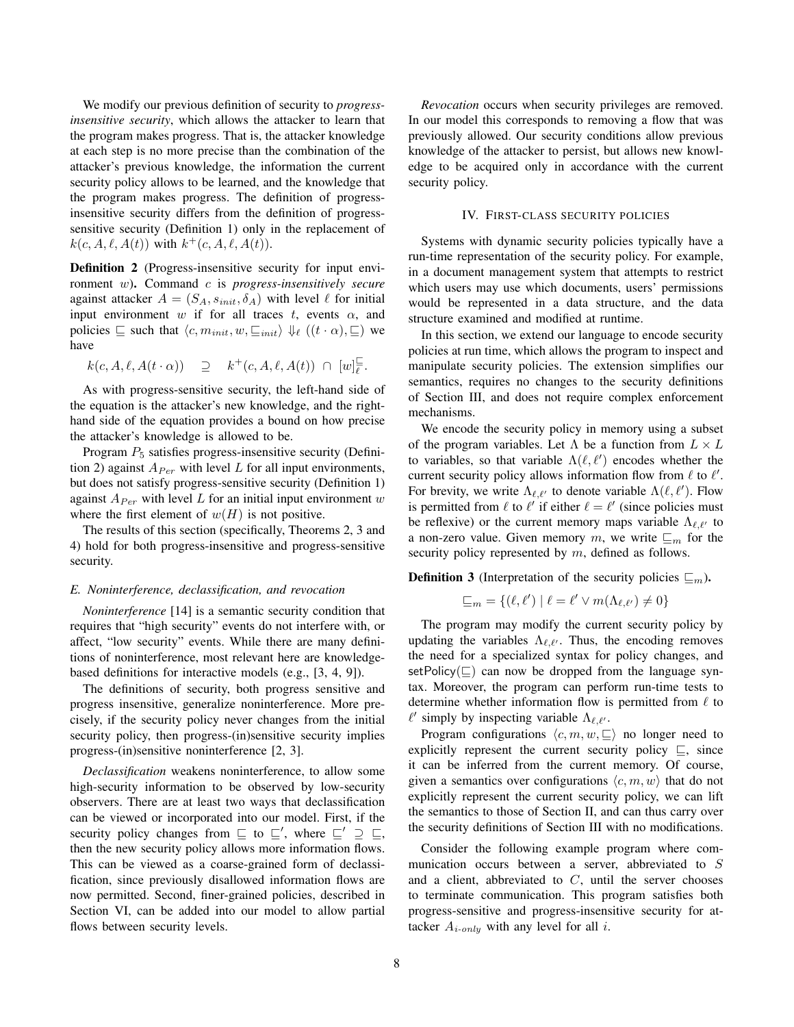We modify our previous definition of security to *progress-insensitive security*, which allows the attacker to learn that the program makes progress. That is, the attacker knowledge at each step is no more precise than the combination of the attacker's previous knowledge, the information the current security policy allows to be learned, and the knowledge that the program makes progress. The definition of progress-insensitive security differs from the definition of progress-sensitive security (Definition 1) only in the replacement of $k(c, A, \ell, A(t))$ with $k^+(c, A, \ell, A(t))$.

**Definition 2** (Progress-insensitive security for input environment $w$)**.** Command $c$ is *progress-insensitively secure* against attacker $A = (S_A, s_{init}, \delta_A)$ with level $\ell$ for initial input environment $w$ if for all traces $t$, events $\alpha$, and policies $\sqsubseteq$ such that $\langle c, m_{init}, w, \sqsubseteq_{init}\rangle \Downarrow_\ell ((t \cdot \alpha), \sqsubseteq)$ we have

$$k(c, A, \ell, A(t \cdot \alpha)) \quad \supseteq \quad k^+(c, A, \ell, A(t)) \ \cap \ [w]_\ell^\sqsubseteq.$$

As with progress-sensitive security, the left-hand side of the equation is the attacker's new knowledge, and the right-hand side of the equation provides a bound on how precise the attacker's knowledge is allowed to be.

Program $P_5$ satisfies progress-insensitive security (Definition 2) against $A_{Per}$ with level $L$ for all input environments, but does not satisfy progress-sensitive security (Definition 1) against $A_{Per}$ with level $L$ for an initial input environment $w$ where the first element of $w(H)$ is not positive.

The results of this section (specifically, Theorems 2, 3 and 4) hold for both progress-insensitive and progress-sensitive security.

### *E. Noninterference, declassification, and revocation*

*Noninterference* [14] is a semantic security condition that requires that "high security" events do not interfere with, or affect, "low security" events. While there are many definitions of noninterference, most relevant here are knowledge-based definitions for interactive models (e.g., [3, 4, 9]).

The definitions of security, both progress sensitive and progress insensitive, generalize noninterference. More precisely, if the security policy never changes from the initial security policy, then progress-(in)sensitive security implies progress-(in)sensitive noninterference [2, 3].

*Declassification* weakens noninterference, to allow some high-security information to be observed by low-security observers. There are at least two ways that declassification can be viewed or incorporated into our model. First, if the security policy changes from $\sqsubseteq$ to $\sqsubseteq'$, where $\sqsubseteq' \supseteq \sqsubseteq$, then the new security policy allows more information flows. This can be viewed as a coarse-grained form of declassification, since previously disallowed information flows are now permitted. Second, finer-grained policies, described in Section VI, can be added into our model to allow partial flows between security levels.

*Revocation* occurs when security privileges are removed. In our model this corresponds to removing a flow that was previously allowed. Our security conditions allow previous knowledge of the attacker to persist, but allows new knowledge to be acquired only in accordance with the current security policy.

## IV. First-class security policies

Systems with dynamic security policies typically have a run-time representation of the security policy. For example, in a document management system that attempts to restrict which users may use which documents, users' permissions would be represented in a data structure, and the data structure examined and modified at runtime.

In this section, we extend our language to encode security policies at run time, which allows the program to inspect and manipulate security policies. The extension simplifies our semantics, requires no changes to the security definitions of Section III, and does not require complex enforcement mechanisms.

We encode the security policy in memory using a subset of the program variables. Let $\Lambda$ be a function from $L \times L$ to variables, so that variable $\Lambda(\ell, \ell')$ encodes whether the current security policy allows information flow from $\ell$ to $\ell'$. For brevity, we write $\Lambda_{\ell,\ell'}$ to denote variable $\Lambda(\ell, \ell')$. Flow is permitted from $\ell$ to $\ell'$ if either $\ell = \ell'$ (since policies must be reflexive) or the current memory maps variable $\Lambda_{\ell,\ell'}$ to a non-zero value. Given memory $m$, we write $\sqsubseteq_m$ for the security policy represented by $m$, defined as follows.

**Definition 3** (Interpretation of the security policies $\sqsubseteq_m$)**.**

$$\sqsubseteq_m = \{(\ell, \ell') \mid \ell = \ell' \vee m(\Lambda_{\ell,\ell'}) \neq 0\}$$

The program may modify the current security policy by updating the variables $\Lambda_{\ell,\ell'}$. Thus, the encoding removes the need for a specialized syntax for policy changes, and $\mathsf{setPolicy}(\sqsubseteq)$ can now be dropped from the language syntax. Moreover, the program can perform run-time tests to determine whether information flow is permitted from $\ell$ to $\ell'$ simply by inspecting variable $\Lambda_{\ell,\ell'}$.

Program configurations $\langle c, m, w, \sqsubseteq\rangle$ no longer need to explicitly represent the current security policy $\sqsubseteq$, since it can be inferred from the current memory. Of course, given a semantics over configurations $\langle c, m, w\rangle$ that do not explicitly represent the current security policy, we can lift the semantics to those of Section II, and can thus carry over the security definitions of Section III with no modifications.

Consider the following example program where communication occurs between a server, abbreviated to $S$ and a client, abbreviated to $C$, until the server chooses to terminate communication. This program satisfies both progress-sensitive and progress-insensitive security for attacker $A_{i\text{-}only}$ with any level for all $i$.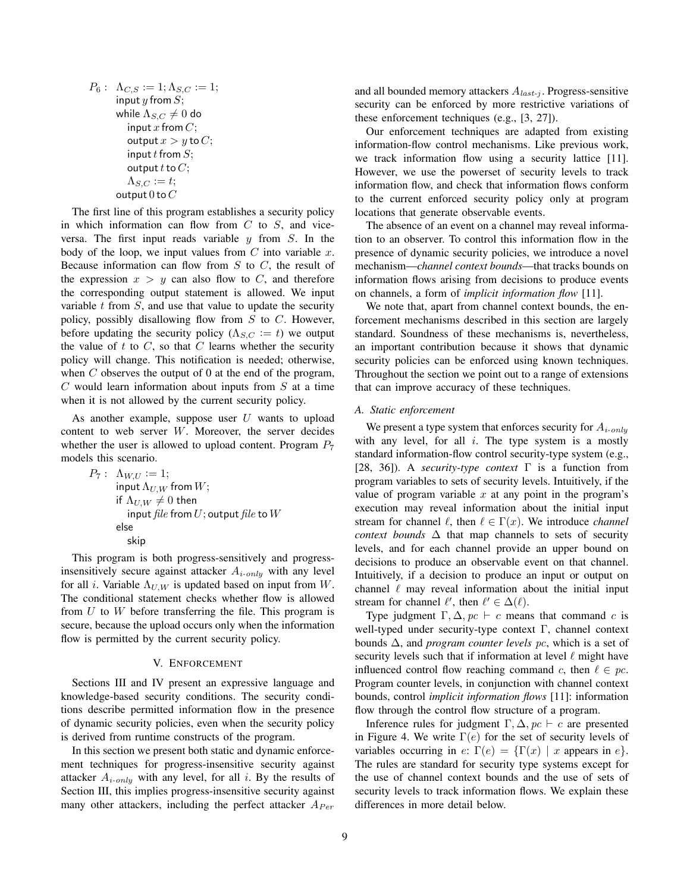$P_6$ : $\Lambda_{C,S} := 1; \Lambda_{S,C} := 1;$
input $y$ from $S$;
while $\Lambda_{S,C} \neq 0$ do
  input $x$ from $C$;
  output $x > y$ to $C$;
  input $t$ from $S$;
  output $t$ to $C$;
  $\Lambda_{S,C} := t$;
output $0$ to $C$

The first line of this program establishes a security policy in which information can flow from $C$ to $S$, and vice-versa. The first input reads variable $y$ from $S$. In the body of the loop, we input values from $C$ into variable $x$. Because information can flow from $S$ to $C$, the result of the expression $x > y$ can also flow to $C$, and therefore the corresponding output statement is allowed. We input variable $t$ from $S$, and use that value to update the security policy, possibly disallowing flow from $S$ to $C$. However, before updating the security policy ($\Lambda_{S,C} := t$) we output the value of $t$ to $C$, so that $C$ learns whether the security policy will change. This notification is needed; otherwise, when $C$ observes the output of 0 at the end of the program, $C$ would learn information about inputs from $S$ at a time when it is not allowed by the current security policy.

As another example, suppose user $U$ wants to upload content to web server $W$. Moreover, the server decides whether the user is allowed to upload content. Program $P_7$ models this scenario.

$P_7$ : $\Lambda_{W,U} := 1;$
input $\Lambda_{U,W}$ from $W$;
if $\Lambda_{U,W} \neq 0$ then
  input *file* from $U$; output *file* to $W$
else
  skip

This program is both progress-sensitively and progress-insensitively secure against attacker $A_{i\text{-}only}$ with any level for all $i$. Variable $\Lambda_{U,W}$ is updated based on input from $W$. The conditional statement checks whether flow is allowed from $U$ to $W$ before transferring the file. This program is secure, because the upload occurs only when the information flow is permitted by the current security policy.

## V. Enforcement

Sections III and IV present an expressive language and knowledge-based security conditions. The security conditions describe permitted information flow in the presence of dynamic security policies, even when the security policy is derived from runtime constructs of the program.

In this section we present both static and dynamic enforcement techniques for progress-insensitive security against attacker $A_{i\text{-}only}$ with any level, for all $i$. By the results of Section III, this implies progress-insensitive security against many other attackers, including the perfect attacker $A_{Per}$ and all bounded memory attackers $A_{last\text{-}j}$. Progress-sensitive security can be enforced by more restrictive variations of these enforcement techniques (e.g., [3, 27]).

Our enforcement techniques are adapted from existing information-flow control mechanisms. Like previous work, we track information flow using a security lattice [11]. However, we use the powerset of security levels to track information flow, and check that information flows conform to the current enforced security policy only at program locations that generate observable events.

The absence of an event on a channel may reveal information to an observer. To control this information flow in the presence of dynamic security policies, we introduce a novel mechanism—*channel context bounds*—that tracks bounds on information flows arising from decisions to produce events on channels, a form of *implicit information flow* [11].

We note that, apart from channel context bounds, the enforcement mechanisms described in this section are largely standard. Soundness of these mechanisms is, nevertheless, an important contribution because it shows that dynamic security policies can be enforced using known techniques. Throughout the section we point out to a range of extensions that can improve accuracy of these techniques.

### A. Static enforcement

We present a type system that enforces security for $A_{i\text{-}only}$ with any level, for all $i$. The type system is a mostly standard information-flow control security-type system (e.g., [28, 36]). A *security-type context* $\Gamma$ is a function from program variables to sets of security levels. Intuitively, if the value of program variable $x$ at any point in the program's execution may reveal information about the initial input stream for channel $\ell$, then $\ell \in \Gamma(x)$. We introduce *channel context bounds* $\Delta$ that map channels to sets of security levels, and for each channel provide an upper bound on decisions to produce an observable event on that channel. Intuitively, if a decision to produce an input or output on channel $\ell$ may reveal information about the initial input stream for channel $\ell'$, then $\ell' \in \Delta(\ell)$.

Type judgment $\Gamma, \Delta, pc \vdash c$ means that command $c$ is well-typed under security-type context $\Gamma$, channel context bounds $\Delta$, and *program counter levels* $pc$, which is a set of security levels such that if information at level $\ell$ might have influenced control flow reaching command $c$, then $\ell \in pc$. Program counter levels, in conjunction with channel context bounds, control *implicit information flows* [11]: information flow through the control flow structure of a program.

Inference rules for judgment $\Gamma, \Delta, pc \vdash c$ are presented in Figure 4. We write $\Gamma(e)$ for the set of security levels of variables occurring in $e$: $\Gamma(e) = \{\Gamma(x) \mid x \text{ appears in } e\}$. The rules are standard for security type systems except for the use of channel context bounds and the use of sets of security levels to track information flows. We explain these differences in more detail below.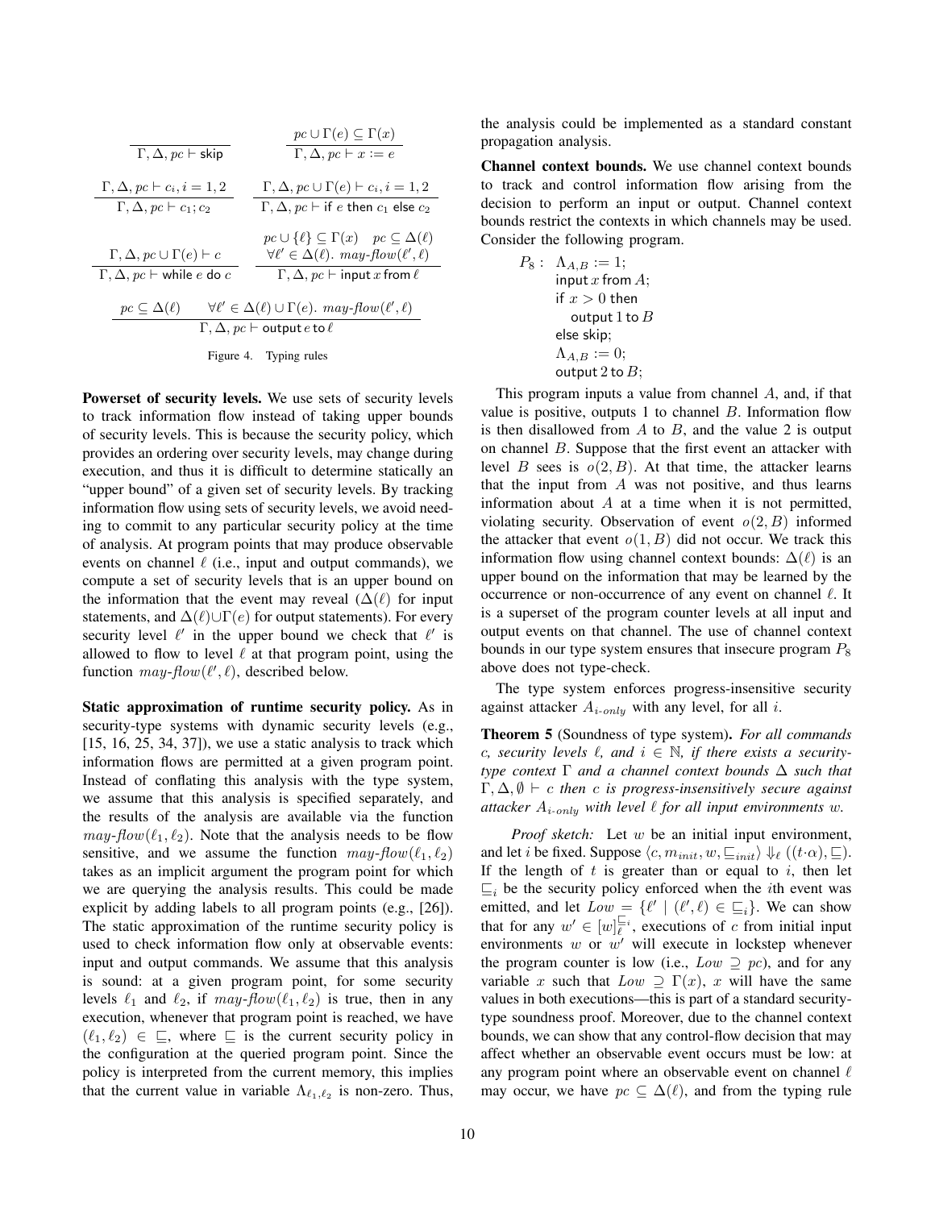$$\frac{}{\Gamma, \Delta, pc \vdash \mathsf{skip}} \qquad \frac{pc \cup \Gamma(e) \subseteq \Gamma(x)}{\Gamma, \Delta, pc \vdash x := e}$$

$$\frac{\Gamma, \Delta, pc \vdash c_i, i = 1, 2}{\Gamma, \Delta, pc \vdash c_1; c_2} \qquad \frac{\Gamma, \Delta, pc \cup \Gamma(e) \vdash c_i, i = 1, 2}{\Gamma, \Delta, pc \vdash \mathsf{if}\ e\ \mathsf{then}\ c_1\ \mathsf{else}\ c_2}$$

$$\frac{\Gamma, \Delta, pc \cup \Gamma(e) \vdash c}{\Gamma, \Delta, pc \vdash \mathsf{while}\ e\ \mathsf{do}\ c} \qquad \frac{pc \cup \{\ell\} \subseteq \Gamma(x) \quad pc \subseteq \Delta(\ell) \quad \forall \ell' \in \Delta(\ell).\ \mathit{may\text{-}flow}(\ell', \ell)}{\Gamma, \Delta, pc \vdash \mathsf{input}\ x\ \mathsf{from}\ \ell}$$

$$\frac{pc \subseteq \Delta(\ell) \qquad \forall \ell' \in \Delta(\ell) \cup \Gamma(e).\ \mathit{may\text{-}flow}(\ell', \ell)}{\Gamma, \Delta, pc \vdash \mathsf{output}\ e\ \mathsf{to}\ \ell}$$

Figure 4. Typing rules

**Powerset of security levels.** We use sets of security levels to track information flow instead of taking upper bounds of security levels. This is because the security policy, which provides an ordering over security levels, may change during execution, and thus it is difficult to determine statically an "upper bound" of a given set of security levels. By tracking information flow using sets of security levels, we avoid needing to commit to any particular security policy at the time of analysis. At program points that may produce observable events on channel $\ell$ (i.e., input and output commands), we compute a set of security levels that is an upper bound on the information that the event may reveal ($\Delta(\ell)$ for input statements, and $\Delta(\ell) \cup \Gamma(e)$ for output statements). For every security level $\ell'$ in the upper bound we check that $\ell'$ is allowed to flow to level $\ell$ at that program point, using the function $\mathit{may\text{-}flow}(\ell', \ell)$, described below.

**Static approximation of runtime security policy.** As in security-type systems with dynamic security levels (e.g., [15, 16, 25, 34, 37]), we use a static analysis to track which information flows are permitted at a given program point. Instead of conflating this analysis with the type system, we assume that this analysis is specified separately, and the results of the analysis are available via the function $\mathit{may\text{-}flow}(\ell_1, \ell_2)$. Note that the analysis needs to be flow sensitive, and we assume the function $\mathit{may\text{-}flow}(\ell_1, \ell_2)$ takes as an implicit argument the program point for which we are querying the analysis results. This could be made explicit by adding labels to all program points (e.g., [26]). The static approximation of the runtime security policy is used to check information flow only at observable events: input and output commands. We assume that this analysis is sound: at a given program point, for some security levels $\ell_1$ and $\ell_2$, if $\mathit{may\text{-}flow}(\ell_1, \ell_2)$ is true, then in any execution, whenever that program point is reached, we have $(\ell_1, \ell_2) \in \sqsubseteq$, where $\sqsubseteq$ is the current security policy in the configuration at the queried program point. Since the policy is interpreted from the current memory, this implies that the current value in variable $\Lambda_{\ell_1, \ell_2}$ is non-zero. Thus, the analysis could be implemented as a standard constant propagation analysis.

**Channel context bounds.** We use channel context bounds to track and control information flow arising from the decision to perform an input or output. Channel context bounds restrict the contexts in which channels may be used. Consider the following program.

$$
\begin{array}{ll}
P_8: & \Lambda_{A,B} := 1; \\
& \mathsf{input}\ x\ \mathsf{from}\ A; \\
& \mathsf{if}\ x > 0\ \mathsf{then} \\
& \quad \mathsf{output}\ 1\ \mathsf{to}\ B \\
& \mathsf{else\ skip}; \\
& \Lambda_{A,B} := 0; \\
& \mathsf{output}\ 2\ \mathsf{to}\ B;
\end{array}
$$

This program inputs a value from channel $A$, and, if that value is positive, outputs 1 to channel $B$. Information flow is then disallowed from $A$ to $B$, and the value 2 is output on channel $B$. Suppose that the first event an attacker with level $B$ sees is $o(2, B)$. At that time, the attacker learns that the input from $A$ was not positive, and thus learns information about $A$ at a time when it is not permitted, violating security. Observation of event $o(2, B)$ informed the attacker that event $o(1, B)$ did not occur. We track this information flow using channel context bounds: $\Delta(\ell)$ is an upper bound on the information that may be learned by the occurrence or non-occurrence of any event on channel $\ell$. It is a superset of the program counter levels at all input and output events on that channel. The use of channel context bounds in our type system ensures that insecure program $P_8$ above does not type-check.

The type system enforces progress-insensitive security against attacker $A_{i\text{-}only}$ with any level, for all $i$.

**Theorem 5** (Soundness of type system)**.** *For all commands $c$, security levels $\ell$, and $i \in \mathbb{N}$, if there exists a security-type context $\Gamma$ and a channel context bounds $\Delta$ such that $\Gamma, \Delta, \emptyset \vdash c$ then $c$ is progress-insensitively secure against attacker $A_{i\text{-}only}$ with level $\ell$ for all input environments $w$.*

*Proof sketch:* Let $w$ be an initial input environment, and let $i$ be fixed. Suppose $\langle c, m_{init}, w, \sqsubseteq_{init} \rangle \Downarrow_\ell ((t \cdot \alpha), \sqsubseteq)$. If the length of $t$ is greater than or equal to $i$, then let $\sqsubseteq_i$ be the security policy enforced when the $i$th event was emitted, and let $Low = \{\ell' \mid (\ell', \ell) \in \sqsubseteq_i\}$. We can show that for any $w' \in [w]_\ell^{\sqsubseteq_i}$, executions of $c$ from initial input environments $w$ or $w'$ will execute in lockstep whenever the program counter is low (i.e., $Low \supseteq pc$), and for any variable $x$ such that $Low \supseteq \Gamma(x)$, $x$ will have the same values in both executions—this is part of a standard security-type soundness proof. Moreover, due to the channel context bounds, we can show that any control-flow decision that may affect whether an observable event occurs must be low: at any program point where an observable event on channel $\ell$ may occur, we have $pc \subseteq \Delta(\ell)$, and from the typing rule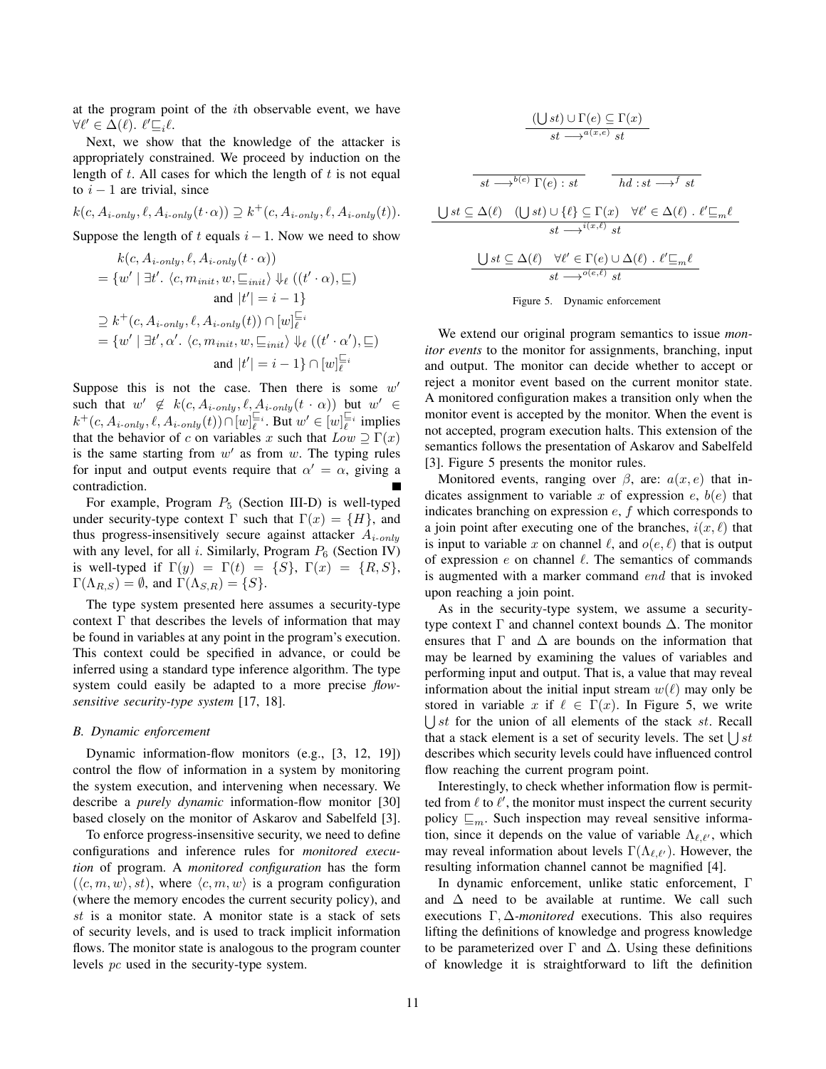at the program point of the $i$th observable event, we have $\forall \ell' \in \Delta(\ell).\ \ell' \sqsubseteq_i \ell$.

Next, we show that the knowledge of the attacker is appropriately constrained. We proceed by induction on the length of $t$. All cases for which the length of $t$ is not equal to $i-1$ are trivial, since

$$k(c, A_{i\text{-}only}, \ell, A_{i\text{-}only}(t \cdot \alpha)) \supseteq k^{+}(c, A_{i\text{-}only}, \ell, A_{i\text{-}only}(t)).$$

Suppose the length of $t$ equals $i-1$. Now we need to show

$$\begin{aligned}
&k(c, A_{i\text{-}only}, \ell, A_{i\text{-}only}(t \cdot \alpha)) \\
&= \{w' \mid \exists t'.\ \langle c, m_{init}, w, \sqsubseteq_{init} \rangle \Downarrow_\ell ((t' \cdot \alpha), \sqsubseteq) \\
&\qquad \text{and } |t'| = i-1\} \\
&\supseteq k^{+}(c, A_{i\text{-}only}, \ell, A_{i\text{-}only}(t)) \cap [w]_\ell^{\sqsubseteq_i} \\
&= \{w' \mid \exists t', \alpha'.\ \langle c, m_{init}, w, \sqsubseteq_{init} \rangle \Downarrow_\ell ((t' \cdot \alpha'), \sqsubseteq) \\
&\qquad \text{and } |t'| = i-1\} \cap [w]_\ell^{\sqsubseteq_i}
\end{aligned}$$

Suppose this is not the case. Then there is some $w'$ such that $w' \notin k(c, A_{i\text{-}only}, \ell, A_{i\text{-}only}(t \cdot \alpha))$ but $w' \in k^{+}(c, A_{i\text{-}only}, \ell, A_{i\text{-}only}(t)) \cap [w]_\ell^{\sqsubseteq_i}$. But $w' \in [w]_\ell^{\sqsubseteq_i}$ implies that the behavior of $c$ on variables $x$ such that $Low \supseteq \Gamma(x)$ is the same starting from $w'$ as from $w$. The typing rules for input and output events require that $\alpha' = \alpha$, giving a contradiction. ∎

For example, Program $P_5$ (Section III-D) is well-typed under security-type context $\Gamma$ such that $\Gamma(x) = \{H\}$, and thus progress-insensitively secure against attacker $A_{i\text{-}only}$ with any level, for all $i$. Similarly, Program $P_6$ (Section IV) is well-typed if $\Gamma(y) = \Gamma(t) = \{S\}$, $\Gamma(x) = \{R, S\}$, $\Gamma(\Lambda_{R,S}) = \emptyset$, and $\Gamma(\Lambda_{S,R}) = \{S\}$.

The type system presented here assumes a security-type context $\Gamma$ that describes the levels of information that may be found in variables at any point in the program's execution. This context could be specified in advance, or could be inferred using a standard type inference algorithm. The type system could easily be adapted to a more precise *flow-sensitive security-type system* [17, 18].

### B. Dynamic enforcement

Dynamic information-flow monitors (e.g., [3, 12, 19]) control the flow of information in a system by monitoring the system execution, and intervening when necessary. We describe a *purely dynamic* information-flow monitor [30] based closely on the monitor of Askarov and Sabelfeld [3].

To enforce progress-insensitive security, we need to define configurations and inference rules for *monitored execution* of program. A *monitored configuration* has the form $(\langle c, m, w \rangle, st)$, where $\langle c, m, w \rangle$ is a program configuration (where the memory encodes the current security policy), and $st$ is a monitor state. A monitor state is a stack of sets of security levels, and is used to track implicit information flows. The monitor state is analogous to the program counter levels $pc$ used in the security-type system.

$$\frac{(\bigcup st) \cup \Gamma(e) \subseteq \Gamma(x)}{st \longrightarrow^{a(x,e)} st}$$

$$\frac{}{st \longrightarrow^{b(e)} \Gamma(e) : st} \qquad \frac{}{hd : st \longrightarrow^{f} st}$$

$$\frac{\bigcup st \subseteq \Delta(\ell) \quad (\bigcup st) \cup \{\ell\} \subseteq \Gamma(x) \quad \forall \ell' \in \Delta(\ell)\ .\ \ell' \sqsubseteq_m \ell}{st \longrightarrow^{i(x,\ell)} st}$$

$$\frac{\bigcup st \subseteq \Delta(\ell) \quad \forall \ell' \in \Gamma(e) \cup \Delta(\ell)\ .\ \ell' \sqsubseteq_m \ell}{st \longrightarrow^{o(e,\ell)} st}$$

Figure 5. Dynamic enforcement

We extend our original program semantics to issue *monitor events* to the monitor for assignments, branching, input and output. The monitor can decide whether to accept or reject a monitor event based on the current monitor state. A monitored configuration makes a transition only when the monitor event is accepted by the monitor. When the event is not accepted, program execution halts. This extension of the semantics follows the presentation of Askarov and Sabelfeld [3]. Figure 5 presents the monitor rules.

Monitored events, ranging over $\beta$, are: $a(x, e)$ that indicates assignment to variable $x$ of expression $e$, $b(e)$ that indicates branching on expression $e$, $f$ which corresponds to a join point after executing one of the branches, $i(x, \ell)$ that is input to variable $x$ on channel $\ell$, and $o(e, \ell)$ that is output of expression $e$ on channel $\ell$. The semantics of commands is augmented with a marker command $end$ that is invoked upon reaching a join point.

As in the security-type system, we assume a security-type context $\Gamma$ and channel context bounds $\Delta$. The monitor ensures that $\Gamma$ and $\Delta$ are bounds on the information that may be learned by examining the values of variables and performing input and output. That is, a value that may reveal information about the initial input stream $w(\ell)$ may only be stored in variable $x$ if $\ell \in \Gamma(x)$. In Figure 5, we write $\bigcup st$ for the union of all elements of the stack $st$. Recall that a stack element is a set of security levels. The set $\bigcup st$ describes which security levels could have influenced control flow reaching the current program point.

Interestingly, to check whether information flow is permitted from $\ell$ to $\ell'$, the monitor must inspect the current security policy $\sqsubseteq_m$. Such inspection may reveal sensitive information, since it depends on the value of variable $\Lambda_{\ell,\ell'}$, which may reveal information about levels $\Gamma(\Lambda_{\ell,\ell'})$. However, the resulting information channel cannot be magnified [4].

In dynamic enforcement, unlike static enforcement, $\Gamma$ and $\Delta$ need to be available at runtime. We call such executions $\Gamma, \Delta$*-monitored* executions. This also requires lifting the definitions of knowledge and progress knowledge to be parameterized over $\Gamma$ and $\Delta$. Using these definitions of knowledge it is straightforward to lift the definition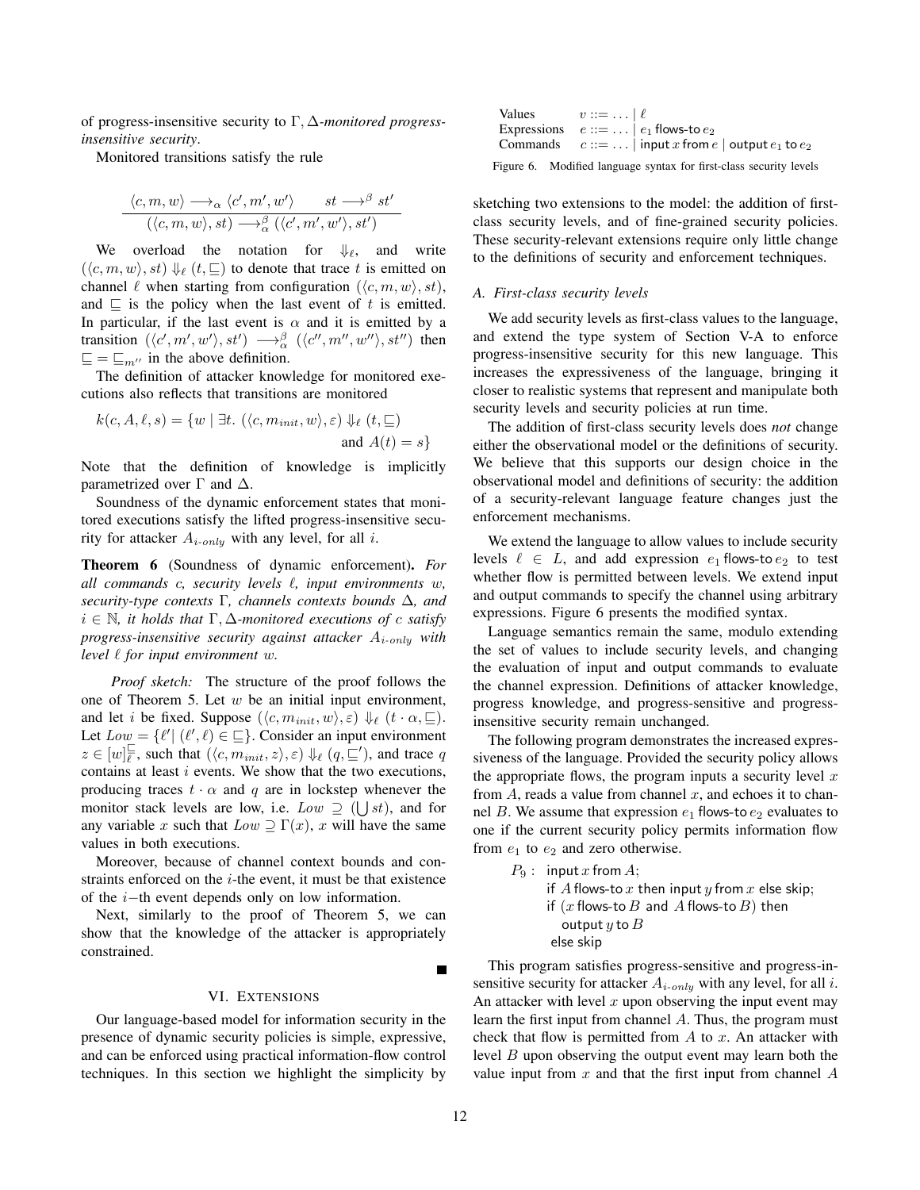of progress-insensitive security to $\Gamma, \Delta$-*monitored progress-insensitive security*.

Monitored transitions satisfy the rule

$$\frac{\langle c, m, w \rangle \longrightarrow_\alpha \langle c', m', w' \rangle \qquad st \longrightarrow^\beta st'}{(\langle c, m, w \rangle, st) \longrightarrow_\alpha^\beta (\langle c', m', w' \rangle, st')}$$

We overload the notation for $\Downarrow_\ell$, and write $(\langle c, m, w \rangle, st) \Downarrow_\ell (t, \sqsubseteq)$ to denote that trace $t$ is emitted on channel $\ell$ when starting from configuration $(\langle c, m, w \rangle, st)$, and $\sqsubseteq$ is the policy when the last event of $t$ is emitted. In particular, if the last event is $\alpha$ and it is emitted by a transition $(\langle c', m', w' \rangle, st') \longrightarrow_\alpha^\beta (\langle c'', m'', w'' \rangle, st'')$ then $\sqsubseteq = \sqsubseteq_{m''}$ in the above definition.

The definition of attacker knowledge for monitored executions also reflects that transitions are monitored

$$k(c, A, \ell, s) = \{w \mid \exists t.\ (\langle c, m_{init}, w \rangle, \varepsilon) \Downarrow_\ell (t, \sqsubseteq) \text{ and } A(t) = s\}$$

Note that the definition of knowledge is implicitly parametrized over $\Gamma$ and $\Delta$.

Soundness of the dynamic enforcement states that monitored executions satisfy the lifted progress-insensitive security for attacker $A_{i\text{-}only}$ with any level, for all $i$.

**Theorem 6** (Soundness of dynamic enforcement). *For all commands $c$, security levels $\ell$, input environments $w$, security-type contexts $\Gamma$, channels contexts bounds $\Delta$, and $i \in \mathbb{N}$, it holds that $\Gamma, \Delta$-monitored executions of $c$ satisfy progress-insensitive security against attacker $A_{i\text{-}only}$ with level $\ell$ for input environment $w$.*

*Proof sketch:* The structure of the proof follows the one of Theorem 5. Let $w$ be an initial input environment, and let $i$ be fixed. Suppose $(\langle c, m_{init}, w \rangle, \varepsilon) \Downarrow_\ell (t \cdot \alpha, \sqsubseteq)$. Let $Low = \{\ell' | (\ell', \ell) \in \sqsubseteq\}$. Consider an input environment $z \in [w]_\ell^\sqsubseteq$, such that $(\langle c, m_{init}, z \rangle, \varepsilon) \Downarrow_\ell (q, \sqsubseteq')$, and trace $q$ contains at least $i$ events. We show that the two executions, producing traces $t \cdot \alpha$ and $q$ are in lockstep whenever the monitor stack levels are low, i.e. $Low \supseteq (\bigcup st)$, and for any variable $x$ such that $Low \supseteq \Gamma(x)$, $x$ will have the same values in both executions.

Moreover, because of channel context bounds and constraints enforced on the $i$-the event, it must be that existence of the $i-$th event depends only on low information.

Next, similarly to the proof of Theorem 5, we can show that the knowledge of the attacker is appropriately constrained. ∎

## VI. Extensions

Our language-based model for information security in the presence of dynamic security policies is simple, expressive, and can be enforced using practical information-flow control techniques. In this section we highlight the simplicity by sketching two extensions to the model: the addition of first-class security levels, and of fine-grained security policies. These security-relevant extensions require only little change to the definitions of security and enforcement techniques.

| | |
|---|---|
| Values | $v ::= \ldots \mid \ell$ |
| Expressions | $e ::= \ldots \mid e_1$ flows-to $e_2$ |
| Commands | $c ::= \ldots \mid$ input $x$ from $e$ $\mid$ output $e_1$ to $e_2$ |

Figure 6. Modified language syntax for first-class security levels

### A. First-class security levels

We add security levels as first-class values to the language, and extend the type system of Section V-A to enforce progress-insensitive security for this new language. This increases the expressiveness of the language, bringing it closer to realistic systems that represent and manipulate both security levels and security policies at run time.

The addition of first-class security levels does *not* change either the observational model or the definitions of security. We believe that this supports our design choice in the observational model and definitions of security: the addition of a security-relevant language feature changes just the enforcement mechanisms.

We extend the language to allow values to include security levels $\ell \in L$, and add expression $e_1$ flows-to $e_2$ to test whether flow is permitted between levels. We extend input and output commands to specify the channel using arbitrary expressions. Figure 6 presents the modified syntax.

Language semantics remain the same, modulo extending the set of values to include security levels, and changing the evaluation of input and output commands to evaluate the channel expression. Definitions of attacker knowledge, progress knowledge, and progress-sensitive and progress-insensitive security remain unchanged.

The following program demonstrates the increased expressiveness of the language. Provided the security policy allows the appropriate flows, the program inputs a security level $x$ from $A$, reads a value from channel $x$, and echoes it to channel $B$. We assume that expression $e_1$ flows-to $e_2$ evaluates to one if the current security policy permits information flow from $e_1$ to $e_2$ and zero otherwise.

```
P9 : input x from A;
     if A flows-to x then input y from x else skip;
     if (x flows-to B and A flows-to B) then
        output y to B
     else skip
```

This program satisfies progress-sensitive and progress-insensitive security for attacker $A_{i\text{-}only}$ with any level, for all $i$. An attacker with level $x$ upon observing the input event may learn the first input from channel $A$. Thus, the program must check that flow is permitted from $A$ to $x$. An attacker with level $B$ upon observing the output event may learn both the value input from $x$ and that the first input from channel $A$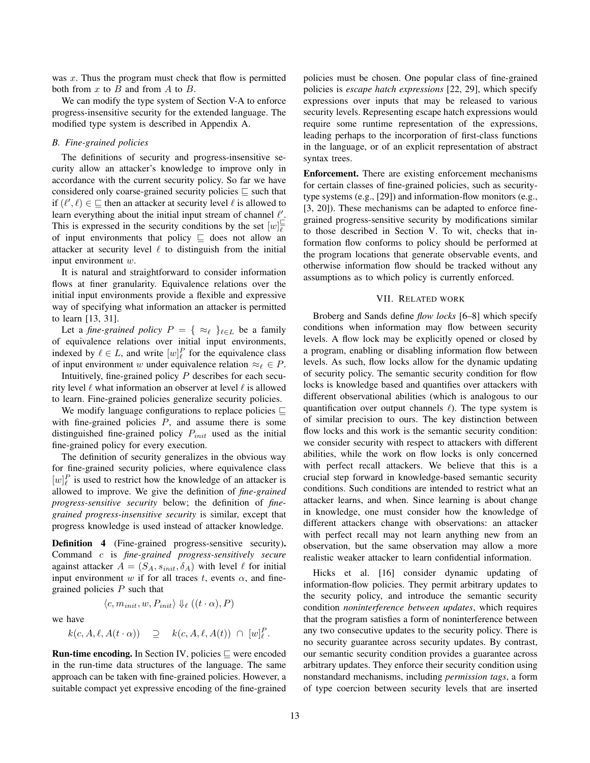was $x$. Thus the program must check that flow is permitted both from $x$ to $B$ and from $A$ to $B$.

We can modify the type system of Section V-A to enforce progress-insensitive security for the extended language. The modified type system is described in Appendix A.

### B. Fine-grained policies

The definitions of security and progress-insensitive security allow an attacker's knowledge to improve only in accordance with the current security policy. So far we have considered only coarse-grained security policies $\sqsubseteq$ such that if $(\ell', \ell) \in \sqsubseteq$ then an attacker at security level $\ell$ is allowed to learn everything about the initial input stream of channel $\ell'$. This is expressed in the security conditions by the set $[w]_\ell^{\sqsubseteq}$ of input environments that policy $\sqsubseteq$ does not allow an attacker at security level $\ell$ to distinguish from the initial input environment $w$.

It is natural and straightforward to consider information flows at finer granularity. Equivalence relations over the initial input environments provide a flexible and expressive way of specifying what information an attacker is permitted to learn [13, 31].

Let a *fine-grained policy* $P = \{ \approx_\ell \}_{\ell \in L}$ be a family of equivalence relations over initial input environments, indexed by $\ell \in L$, and write $[w]_\ell^P$ for the equivalence class of input environment $w$ under equivalence relation $\approx_\ell \in P$.

Intuitively, fine-grained policy $P$ describes for each security level $\ell$ what information an observer at level $\ell$ is allowed to learn. Fine-grained policies generalize security policies.

We modify language configurations to replace policies $\sqsubseteq$ with fine-grained policies $P$, and assume there is some distinguished fine-grained policy $P_{init}$ used as the initial fine-grained policy for every execution.

The definition of security generalizes in the obvious way for fine-grained security policies, where equivalence class $[w]_\ell^P$ is used to restrict how the knowledge of an attacker is allowed to improve. We give the definition of *fine-grained progress-sensitive security* below; the definition of *fine-grained progress-insensitive security* is similar, except that progress knowledge is used instead of attacker knowledge.

**Definition 4** (Fine-grained progress-sensitive security)**.** Command $c$ is *fine-grained progress-sensitively secure* against attacker $A = (S_A, s_{init}, \delta_A)$ with level $\ell$ for initial input environment $w$ if for all traces $t$, events $\alpha$, and fine-grained policies $P$ such that

$$\langle c, m_{init}, w, P_{init} \rangle \Downarrow_\ell ((t \cdot \alpha), P)$$

we have

$$k(c, A, \ell, A(t \cdot \alpha)) \quad \supseteq \quad k(c, A, \ell, A(t)) \ \cap \ [w]_\ell^P.$$

**Run-time encoding.** In Section IV, policies $\sqsubseteq$ were encoded in the run-time data structures of the language. The same approach can be taken with fine-grained policies. However, a suitable compact yet expressive encoding of the fine-grained policies must be chosen. One popular class of fine-grained policies is *escape hatch expressions* [22, 29], which specify expressions over inputs that may be released to various security levels. Representing escape hatch expressions would require some runtime representation of the expressions, leading perhaps to the incorporation of first-class functions in the language, or of an explicit representation of abstract syntax trees.

**Enforcement.** There are existing enforcement mechanisms for certain classes of fine-grained policies, such as security-type systems (e.g., [29]) and information-flow monitors (e.g., [3, 20]). These mechanisms can be adapted to enforce fine-grained progress-sensitive security by modifications similar to those described in Section V. To wit, checks that information flow conforms to policy should be performed at the program locations that generate observable events, and otherwise information flow should be tracked without any assumptions as to which policy is currently enforced.

## VII. Related work

Broberg and Sands define *flow locks* [6–8] which specify conditions when information may flow between security levels. A flow lock may be explicitly opened or closed by a program, enabling or disabling information flow between levels. As such, flow locks allow for the dynamic updating of security policy. The semantic security condition for flow locks is knowledge based and quantifies over attackers with different observational abilities (which is analogous to our quantification over output channels $\ell$). The type system is of similar precision to ours. The key distinction between flow locks and this work is the semantic security condition: we consider security with respect to attackers with different abilities, while the work on flow locks is only concerned with perfect recall attackers. We believe that this is a crucial step forward in knowledge-based semantic security conditions. Such conditions are intended to restrict what an attacker learns, and when. Since learning is about change in knowledge, one must consider how the knowledge of different attackers change with observations: an attacker with perfect recall may not learn anything new from an observation, but the same observation may allow a more realistic weaker attacker to learn confidential information.

Hicks et al. [16] consider dynamic updating of information-flow policies. They permit arbitrary updates to the security policy, and introduce the semantic security condition *noninterference between updates*, which requires that the program satisfies a form of noninterference between any two consecutive updates to the security policy. There is no security guarantee across security updates. By contrast, our semantic security condition provides a guarantee across arbitrary updates. They enforce their security condition using nonstandard mechanisms, including *permission tags*, a form of type coercion between security levels that are inserted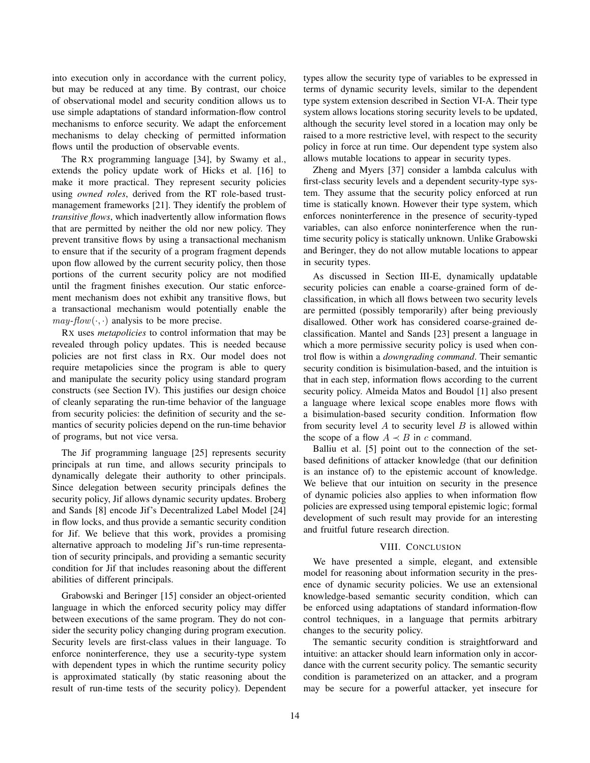into execution only in accordance with the current policy, but may be reduced at any time. By contrast, our choice of observational model and security condition allows us to use simple adaptations of standard information-flow control mechanisms to enforce security. We adapt the enforcement mechanisms to delay checking of permitted information flows until the production of observable events.

The RX programming language [34], by Swamy et al., extends the policy update work of Hicks et al. [16] to make it more practical. They represent security policies using *owned roles*, derived from the RT role-based trust-management frameworks [21]. They identify the problem of *transitive flows*, which inadvertently allow information flows that are permitted by neither the old nor new policy. They prevent transitive flows by using a transactional mechanism to ensure that if the security of a program fragment depends upon flow allowed by the current security policy, then those portions of the current security policy are not modified until the fragment finishes execution. Our static enforcement mechanism does not exhibit any transitive flows, but a transactional mechanism would potentially enable the $may\text{-}flow(\cdot, \cdot)$ analysis to be more precise.

RX uses *metapolicies* to control information that may be revealed through policy updates. This is needed because policies are not first class in RX. Our model does not require metapolicies since the program is able to query and manipulate the security policy using standard program constructs (see Section IV). This justifies our design choice of cleanly separating the run-time behavior of the language from security policies: the definition of security and the semantics of security policies depend on the run-time behavior of programs, but not vice versa.

The Jif programming language [25] represents security principals at run time, and allows security principals to dynamically delegate their authority to other principals. Since delegation between security principals defines the security policy, Jif allows dynamic security updates. Broberg and Sands [8] encode Jif's Decentralized Label Model [24] in flow locks, and thus provide a semantic security condition for Jif. We believe that this work, provides a promising alternative approach to modeling Jif's run-time representation of security principals, and providing a semantic security condition for Jif that includes reasoning about the different abilities of different principals.

Grabowski and Beringer [15] consider an object-oriented language in which the enforced security policy may differ between executions of the same program. They do not consider the security policy changing during program execution. Security levels are first-class values in their language. To enforce noninterference, they use a security-type system with dependent types in which the runtime security policy is approximated statically (by static reasoning about the result of run-time tests of the security policy). Dependent types allow the security type of variables to be expressed in terms of dynamic security levels, similar to the dependent type system extension described in Section VI-A. Their type system allows locations storing security levels to be updated, although the security level stored in a location may only be raised to a more restrictive level, with respect to the security policy in force at run time. Our dependent type system also allows mutable locations to appear in security types.

Zheng and Myers [37] consider a lambda calculus with first-class security levels and a dependent security-type system. They assume that the security policy enforced at run time is statically known. However their type system, which enforces noninterference in the presence of security-typed variables, can also enforce noninterference when the run-time security policy is statically unknown. Unlike Grabowski and Beringer, they do not allow mutable locations to appear in security types.

As discussed in Section III-E, dynamically updatable security policies can enable a coarse-grained form of declassification, in which all flows between two security levels are permitted (possibly temporarily) after being previously disallowed. Other work has considered coarse-grained declassification. Mantel and Sands [23] present a language in which a more permissive security policy is used when control flow is within a *downgrading command*. Their semantic security condition is bisimulation-based, and the intuition is that in each step, information flows according to the current security policy. Almeida Matos and Boudol [1] also present a language where lexical scope enables more flows with a bisimulation-based security condition. Information flow from security level $A$ to security level $B$ is allowed within the scope of a flow $A \prec B$ in $c$ command.

Balliu et al. [5] point out to the connection of the set-based definitions of attacker knowledge (that our definition is an instance of) to the epistemic account of knowledge. We believe that our intuition on security in the presence of dynamic policies also applies to when information flow policies are expressed using temporal epistemic logic; formal development of such result may provide for an interesting and fruitful future research direction.

## VIII. Conclusion

We have presented a simple, elegant, and extensible model for reasoning about information security in the presence of dynamic security policies. We use an extensional knowledge-based semantic security condition, which can be enforced using adaptations of standard information-flow control techniques, in a language that permits arbitrary changes to the security policy.

The semantic security condition is straightforward and intuitive: an attacker should learn information only in accordance with the current security policy. The semantic security condition is parameterized on an attacker, and a program may be secure for a powerful attacker, yet insecure for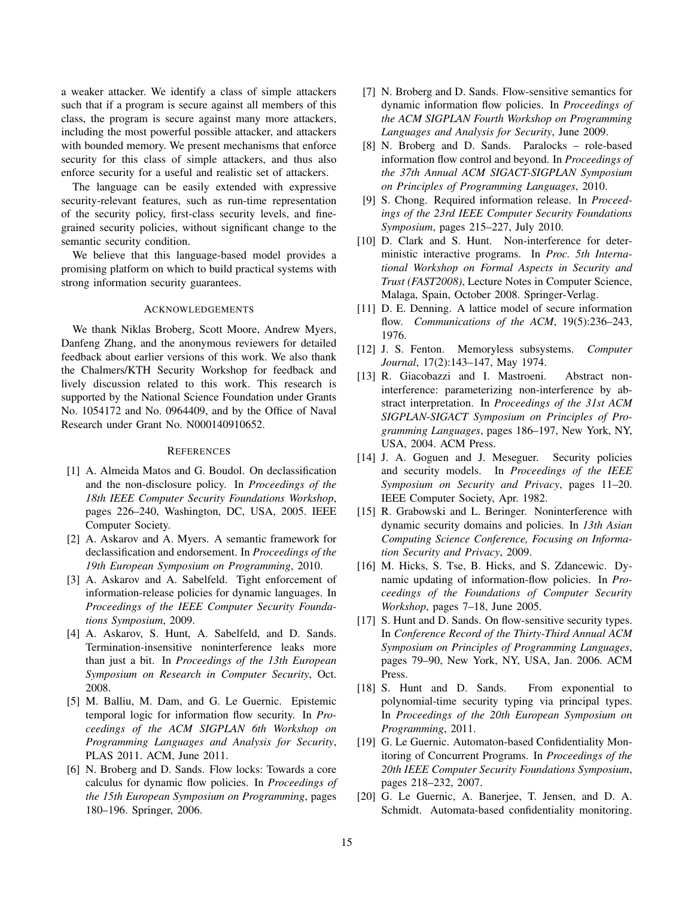a weaker attacker. We identify a class of simple attackers such that if a program is secure against all members of this class, the program is secure against many more attackers, including the most powerful possible attacker, and attackers with bounded memory. We present mechanisms that enforce security for this class of simple attackers, and thus also enforce security for a useful and realistic set of attackers.

The language can be easily extended with expressive security-relevant features, such as run-time representation of the security policy, first-class security levels, and fine-grained security policies, without significant change to the semantic security condition.

We believe that this language-based model provides a promising platform on which to build practical systems with strong information security guarantees.

## Acknowledgements

We thank Niklas Broberg, Scott Moore, Andrew Myers, Danfeng Zhang, and the anonymous reviewers for detailed feedback about earlier versions of this work. We also thank the Chalmers/KTH Security Workshop for feedback and lively discussion related to this work. This research is supported by the National Science Foundation under Grants No. 1054172 and No. 0964409, and by the Office of Naval Research under Grant No. N000140910652.

## References

[1] A. Almeida Matos and G. Boudol. On declassification and the non-disclosure policy. In *Proceedings of the 18th IEEE Computer Security Foundations Workshop*, pages 226–240, Washington, DC, USA, 2005. IEEE Computer Society.

[2] A. Askarov and A. Myers. A semantic framework for declassification and endorsement. In *Proceedings of the 19th European Symposium on Programming*, 2010.

[3] A. Askarov and A. Sabelfeld. Tight enforcement of information-release policies for dynamic languages. In *Proceedings of the IEEE Computer Security Foundations Symposium*, 2009.

[4] A. Askarov, S. Hunt, A. Sabelfeld, and D. Sands. Termination-insensitive noninterference leaks more than just a bit. In *Proceedings of the 13th European Symposium on Research in Computer Security*, Oct. 2008.

[5] M. Balliu, M. Dam, and G. Le Guernic. Epistemic temporal logic for information flow security. In *Proceedings of the ACM SIGPLAN 6th Workshop on Programming Languages and Analysis for Security*, PLAS 2011. ACM, June 2011.

[6] N. Broberg and D. Sands. Flow locks: Towards a core calculus for dynamic flow policies. In *Proceedings of the 15th European Symposium on Programming*, pages 180–196. Springer, 2006.

[7] N. Broberg and D. Sands. Flow-sensitive semantics for dynamic information flow policies. In *Proceedings of the ACM SIGPLAN Fourth Workshop on Programming Languages and Analysis for Security*, June 2009.

[8] N. Broberg and D. Sands. Paralocks – role-based information flow control and beyond. In *Proceedings of the 37th Annual ACM SIGACT-SIGPLAN Symposium on Principles of Programming Languages*, 2010.

[9] S. Chong. Required information release. In *Proceedings of the 23rd IEEE Computer Security Foundations Symposium*, pages 215–227, July 2010.

[10] D. Clark and S. Hunt. Non-interference for deterministic interactive programs. In *Proc. 5th International Workshop on Formal Aspects in Security and Trust (FAST2008)*, Lecture Notes in Computer Science, Malaga, Spain, October 2008. Springer-Verlag.

[11] D. E. Denning. A lattice model of secure information flow. *Communications of the ACM*, 19(5):236–243, 1976.

[12] J. S. Fenton. Memoryless subsystems. *Computer Journal*, 17(2):143–147, May 1974.

[13] R. Giacobazzi and I. Mastroeni. Abstract non-interference: parameterizing non-interference by abstract interpretation. In *Proceedings of the 31st ACM SIGPLAN-SIGACT Symposium on Principles of Programming Languages*, pages 186–197, New York, NY, USA, 2004. ACM Press.

[14] J. A. Goguen and J. Meseguer. Security policies and security models. In *Proceedings of the IEEE Symposium on Security and Privacy*, pages 11–20. IEEE Computer Society, Apr. 1982.

[15] R. Grabowski and L. Beringer. Noninterference with dynamic security domains and policies. In *13th Asian Computing Science Conference, Focusing on Information Security and Privacy*, 2009.

[16] M. Hicks, S. Tse, B. Hicks, and S. Zdancewic. Dynamic updating of information-flow policies. In *Proceedings of the Foundations of Computer Security Workshop*, pages 7–18, June 2005.

[17] S. Hunt and D. Sands. On flow-sensitive security types. In *Conference Record of the Thirty-Third Annual ACM Symposium on Principles of Programming Languages*, pages 79–90, New York, NY, USA, Jan. 2006. ACM Press.

[18] S. Hunt and D. Sands. From exponential to polynomial-time security typing via principal types. In *Proceedings of the 20th European Symposium on Programming*, 2011.

[19] G. Le Guernic. Automaton-based Confidentiality Monitoring of Concurrent Programs. In *Proceedings of the 20th IEEE Computer Security Foundations Symposium*, pages 218–232, 2007.

[20] G. Le Guernic, A. Banerjee, T. Jensen, and D. A. Schmidt. Automata-based confidentiality monitoring.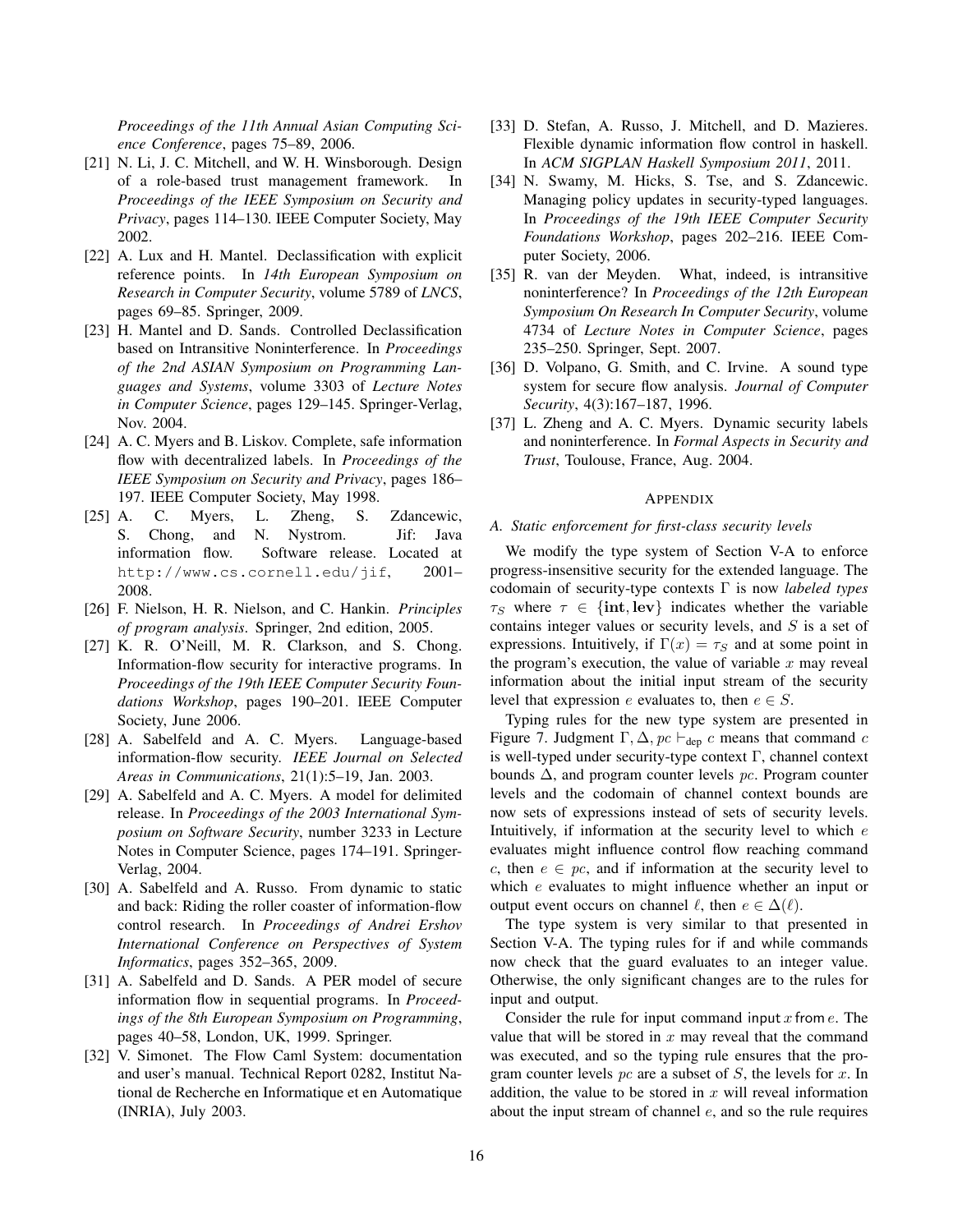*Proceedings of the 11th Annual Asian Computing Science Conference*, pages 75–89, 2006.

[21] N. Li, J. C. Mitchell, and W. H. Winsborough. Design of a role-based trust management framework. In *Proceedings of the IEEE Symposium on Security and Privacy*, pages 114–130. IEEE Computer Society, May 2002.

[22] A. Lux and H. Mantel. Declassification with explicit reference points. In *14th European Symposium on Research in Computer Security*, volume 5789 of *LNCS*, pages 69–85. Springer, 2009.

[23] H. Mantel and D. Sands. Controlled Declassification based on Intransitive Noninterference. In *Proceedings of the 2nd ASIAN Symposium on Programming Languages and Systems*, volume 3303 of *Lecture Notes in Computer Science*, pages 129–145. Springer-Verlag, Nov. 2004.

[24] A. C. Myers and B. Liskov. Complete, safe information flow with decentralized labels. In *Proceedings of the IEEE Symposium on Security and Privacy*, pages 186–197. IEEE Computer Society, May 1998.

[25] A. C. Myers, L. Zheng, S. Zdancewic, S. Chong, and N. Nystrom. Jif: Java information flow. Software release. Located at http://www.cs.cornell.edu/jif, 2001–2008.

[26] F. Nielson, H. R. Nielson, and C. Hankin. *Principles of program analysis*. Springer, 2nd edition, 2005.

[27] K. R. O'Neill, M. R. Clarkson, and S. Chong. Information-flow security for interactive programs. In *Proceedings of the 19th IEEE Computer Security Foundations Workshop*, pages 190–201. IEEE Computer Society, June 2006.

[28] A. Sabelfeld and A. C. Myers. Language-based information-flow security. *IEEE Journal on Selected Areas in Communications*, 21(1):5–19, Jan. 2003.

[29] A. Sabelfeld and A. C. Myers. A model for delimited release. In *Proceedings of the 2003 International Symposium on Software Security*, number 3233 in Lecture Notes in Computer Science, pages 174–191. Springer-Verlag, 2004.

[30] A. Sabelfeld and A. Russo. From dynamic to static and back: Riding the roller coaster of information-flow control research. In *Proceedings of Andrei Ershov International Conference on Perspectives of System Informatics*, pages 352–365, 2009.

[31] A. Sabelfeld and D. Sands. A PER model of secure information flow in sequential programs. In *Proceedings of the 8th European Symposium on Programming*, pages 40–58, London, UK, 1999. Springer.

[32] V. Simonet. The Flow Caml System: documentation and user's manual. Technical Report 0282, Institut National de Recherche en Informatique et en Automatique (INRIA), July 2003.

[33] D. Stefan, A. Russo, J. Mitchell, and D. Mazieres. Flexible dynamic information flow control in haskell. In *ACM SIGPLAN Haskell Symposium 2011*, 2011.

[34] N. Swamy, M. Hicks, S. Tse, and S. Zdancewic. Managing policy updates in security-typed languages. In *Proceedings of the 19th IEEE Computer Security Foundations Workshop*, pages 202–216. IEEE Computer Society, 2006.

[35] R. van der Meyden. What, indeed, is intransitive noninterference? In *Proceedings of the 12th European Symposium On Research In Computer Security*, volume 4734 of *Lecture Notes in Computer Science*, pages 235–250. Springer, Sept. 2007.

[36] D. Volpano, G. Smith, and C. Irvine. A sound type system for secure flow analysis. *Journal of Computer Security*, 4(3):167–187, 1996.

[37] L. Zheng and A. C. Myers. Dynamic security labels and noninterference. In *Formal Aspects in Security and Trust*, Toulouse, France, Aug. 2004.

## Appendix

### A. Static enforcement for first-class security levels

We modify the type system of Section V-A to enforce progress-insensitive security for the extended language. The codomain of security-type contexts $\Gamma$ is now *labeled types* $\tau_S$ where $\tau \in \{\mathbf{int}, \mathbf{lev}\}$ indicates whether the variable contains integer values or security levels, and $S$ is a set of expressions. Intuitively, if $\Gamma(x) = \tau_S$ and at some point in the program's execution, the value of variable $x$ may reveal information about the initial input stream of the security level that expression $e$ evaluates to, then $e \in S$.

Typing rules for the new type system are presented in Figure 7. Judgment $\Gamma, \Delta, pc \vdash_{\text{dep}} c$ means that command $c$ is well-typed under security-type context $\Gamma$, channel context bounds $\Delta$, and program counter levels $pc$. Program counter levels and the codomain of channel context bounds are now sets of expressions instead of sets of security levels. Intuitively, if information at the security level to which $e$ evaluates might influence control flow reaching command $c$, then $e \in pc$, and if information at the security level to which $e$ evaluates to might influence whether an input or output event occurs on channel $\ell$, then $e \in \Delta(\ell)$.

The type system is very similar to that presented in Section V-A. The typing rules for if and while commands now check that the guard evaluates to an integer value. Otherwise, the only significant changes are to the rules for input and output.

Consider the rule for input command input $x$ from $e$. The value that will be stored in $x$ may reveal that the command was executed, and so the typing rule ensures that the program counter levels $pc$ are a subset of $S$, the levels for $x$. In addition, the value to be stored in $x$ will reveal information about the input stream of channel $e$, and so the rule requires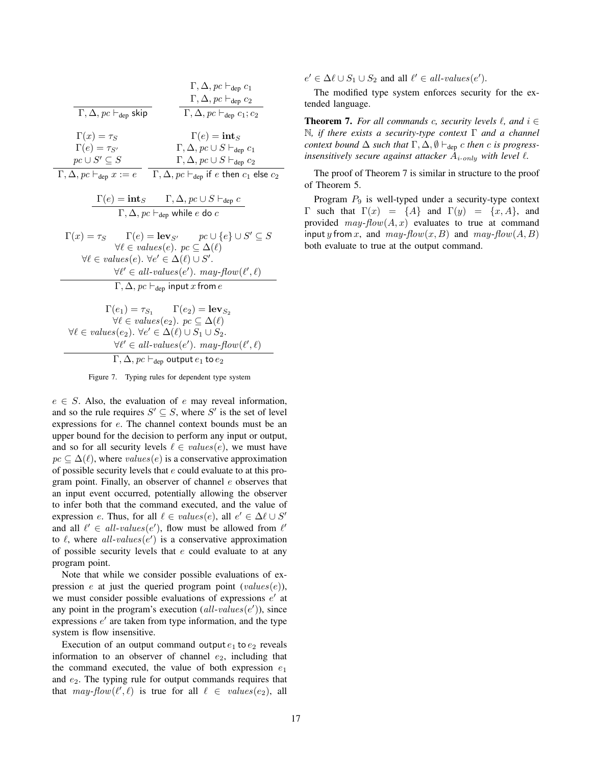$$\frac{}{\Gamma, \Delta, pc \vdash_{\text{dep}} \mathsf{skip}} \qquad \frac{\Gamma, \Delta, pc \vdash_{\text{dep}} c_1 \quad \Gamma, \Delta, pc \vdash_{\text{dep}} c_2}{\Gamma, \Delta, pc \vdash_{\text{dep}} c_1; c_2}$$

$$\frac{\Gamma(x) = \tau_S \quad \Gamma(e) = \tau_{S'} \quad pc \cup S' \subseteq S}{\Gamma, \Delta, pc \vdash_{\text{dep}} x := e} \qquad \frac{\Gamma(e) = \mathbf{int}_S \quad \Gamma, \Delta, pc \cup S \vdash_{\text{dep}} c_1 \quad \Gamma, \Delta, pc \cup S \vdash_{\text{dep}} c_2}{\Gamma, \Delta, pc \vdash_{\text{dep}} \mathsf{if}\ e\ \mathsf{then}\ c_1\ \mathsf{else}\ c_2}$$

$$\frac{\Gamma(e) = \mathbf{int}_S \qquad \Gamma, \Delta, pc \cup S \vdash_{\text{dep}} c}{\Gamma, \Delta, pc \vdash_{\text{dep}} \mathsf{while}\ e\ \mathsf{do}\ c}$$

$$\frac{\begin{array}{c}\Gamma(x) = \tau_S \qquad \Gamma(e) = \mathbf{lev}_{S'} \qquad pc \cup \{e\} \cup S' \subseteq S \\ \forall \ell \in \mathit{values}(e).\ pc \subseteq \Delta(\ell) \\ \forall \ell \in \mathit{values}(e).\ \forall e' \in \Delta(\ell) \cup S'. \\ \forall \ell' \in \mathit{all\text{-}values}(e').\ \mathit{may\text{-}flow}(\ell', \ell)\end{array}}{\Gamma, \Delta, pc \vdash_{\text{dep}} \mathsf{input}\ x\ \mathsf{from}\ e}$$

$$\frac{\begin{array}{c}\Gamma(e_1) = \tau_{S_1} \qquad \Gamma(e_2) = \mathbf{lev}_{S_2} \\ \forall \ell \in \mathit{values}(e_2).\ pc \subseteq \Delta(\ell) \\ \forall \ell \in \mathit{values}(e_2).\ \forall e' \in \Delta(\ell) \cup S_1 \cup S_2. \\ \forall \ell' \in \mathit{all\text{-}values}(e').\ \mathit{may\text{-}flow}(\ell', \ell)\end{array}}{\Gamma, \Delta, pc \vdash_{\text{dep}} \mathsf{output}\ e_1\ \mathsf{to}\ e_2}$$

Figure 7. Typing rules for dependent type system

$e \in S$. Also, the evaluation of $e$ may reveal information, and so the rule requires $S' \subseteq S$, where $S'$ is the set of level expressions for $e$. The channel context bounds must be an upper bound for the decision to perform any input or output, and so for all security levels $\ell \in \mathit{values}(e)$, we must have $pc \subseteq \Delta(\ell)$, where $\mathit{values}(e)$ is a conservative approximation of possible security levels that $e$ could evaluate to at this program point. Finally, an observer of channel $e$ observes that an input event occurred, potentially allowing the observer to infer both that the command executed, and the value of expression $e$. Thus, for all $\ell \in \mathit{values}(e)$, all $e' \in \Delta\ell \cup S'$ and all $\ell' \in \mathit{all\text{-}values}(e')$, flow must be allowed from $\ell'$ to $\ell$, where $\mathit{all\text{-}values}(e')$ is a conservative approximation of possible security levels that $e$ could evaluate to at any program point.

Note that while we consider possible evaluations of expression $e$ at just the queried program point ($\mathit{values}(e)$), we must consider possible evaluations of expressions $e'$ at any point in the program's execution ($\mathit{all\text{-}values}(e')$), since expressions $e'$ are taken from type information, and the type system is flow insensitive.

Execution of an output command $\mathsf{output}\ e_1\ \mathsf{to}\ e_2$ reveals information to an observer of channel $e_2$, including that the command executed, the value of both expression $e_1$ and $e_2$. The typing rule for output commands requires that that $\mathit{may\text{-}flow}(\ell', \ell)$ is true for all $\ell \in \mathit{values}(e_2)$, all $e' \in \Delta\ell \cup S_1 \cup S_2$ and all $\ell' \in \mathit{all\text{-}values}(e')$.

The modified type system enforces security for the extended language.

**Theorem 7.** *For all commands $c$, security levels $\ell$, and $i \in \mathbb{N}$, if there exists a security-type context $\Gamma$ and a channel context bound $\Delta$ such that $\Gamma, \Delta, \emptyset \vdash_{\text{dep}} c$ then $c$ is progress-insensitively secure against attacker $A_{i\text{-}only}$ with level $\ell$.*

The proof of Theorem 7 is similar in structure to the proof of Theorem 5.

Program $P_9$ is well-typed under a security-type context $\Gamma$ such that $\Gamma(x) = \{A\}$ and $\Gamma(y) = \{x, A\}$, and provided $\mathit{may\text{-}flow}(A, x)$ evaluates to true at command $\mathsf{input}\ y\ \mathsf{from}\ x$, and $\mathit{may\text{-}flow}(x, B)$ and $\mathit{may\text{-}flow}(A, B)$ both evaluate to true at the output command.